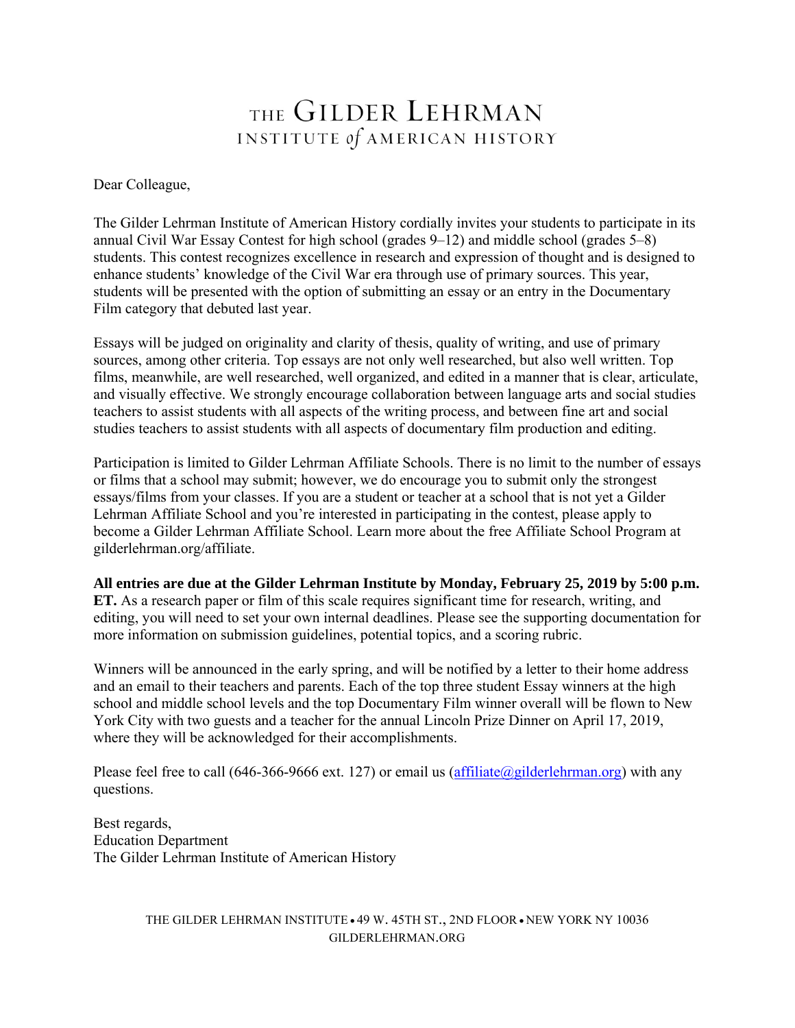# THE GILDER LEHRMAN INSTITUTE *of* AMERICAN HISTORY

Dear Colleague,

The Gilder Lehrman Institute of American History cordially invites your students to participate in its annual Civil War Essay Contest for high school (grades 9–12) and middle school (grades 5–8) students. This contest recognizes excellence in research and expression of thought and is designed to enhance students' knowledge of the Civil War era through use of primary sources. This year, students will be presented with the option of submitting an essay or an entry in the Documentary Film category that debuted last year.

Essays will be judged on originality and clarity of thesis, quality of writing, and use of primary sources, among other criteria. Top essays are not only well researched, but also well written. Top films, meanwhile, are well researched, well organized, and edited in a manner that is clear, articulate, and visually effective. We strongly encourage collaboration between language arts and social studies teachers to assist students with all aspects of the writing process, and between fine art and social studies teachers to assist students with all aspects of documentary film production and editing.

Participation is limited to Gilder Lehrman Affiliate Schools. There is no limit to the number of essays or films that a school may submit; however, we do encourage you to submit only the strongest essays/films from your classes. If you are a student or teacher at a school that is not yet a Gilder Lehrman Affiliate School and you're interested in participating in the contest, please apply to become a Gilder Lehrman Affiliate School. Learn more about the free Affiliate School Program at gilderlehrman.org/affiliate.

**All entries are due at the Gilder Lehrman Institute by Monday, February 25, 2019 by 5:00 p.m. ET.** As a research paper or film of this scale requires significant time for research, writing, and editing, you will need to set your own internal deadlines. Please see the supporting documentation for more information on submission guidelines, potential topics, and a scoring rubric.

Winners will be announced in the early spring, and will be notified by a letter to their home address and an email to their teachers and parents. Each of the top three student Essay winners at the high school and middle school levels and the top Documentary Film winner overall will be flown to New York City with two guests and a teacher for the annual Lincoln Prize Dinner on April 17, 2019, where they will be acknowledged for their accomplishments.

Please feel free to call (646-366-9666 ext. 127) or email us (affiliate@gilderlehrman.org) with any questions.

Best regards,
Education Department
The Gilder Lehrman Institute of American History

THE GILDER LEHRMAN INSTITUTE • 49 W. 45TH ST., 2ND FLOOR • NEW YORK NY 10036
GILDERLEHRMAN.ORG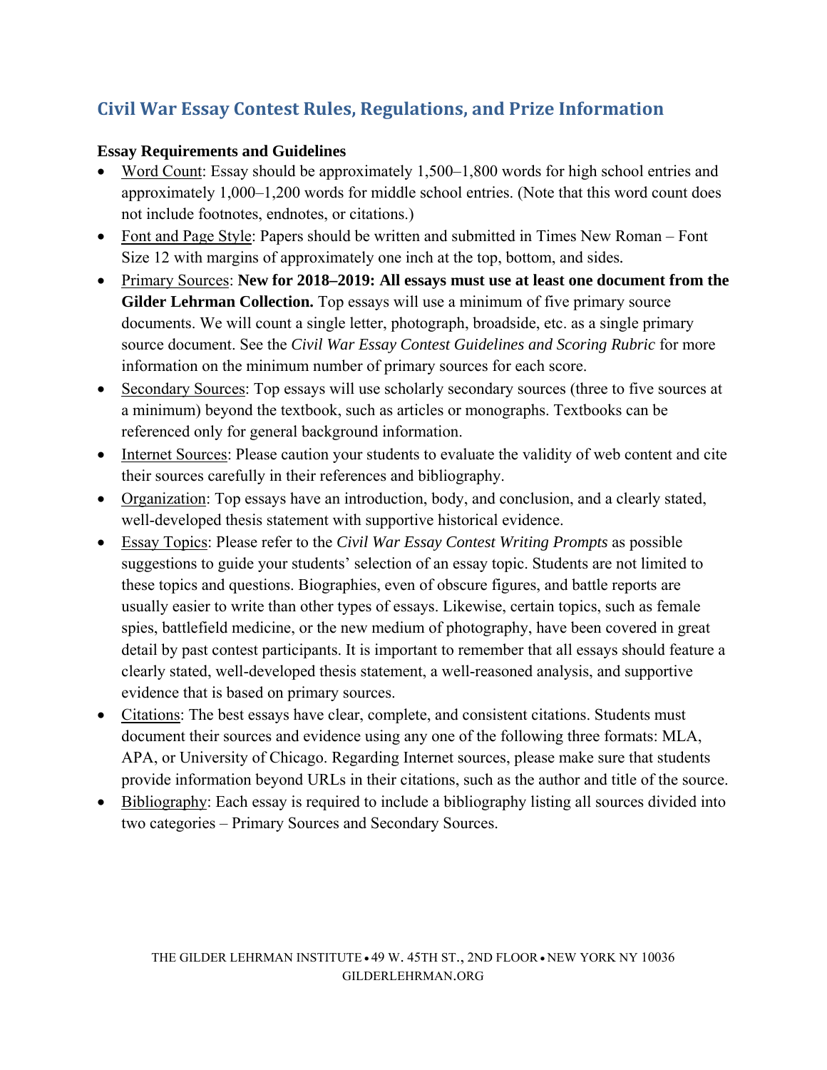## Civil War Essay Contest Rules, Regulations, and Prize Information

**Essay Requirements and Guidelines**

- Word Count: Essay should be approximately 1,500–1,800 words for high school entries and approximately 1,000–1,200 words for middle school entries. (Note that this word count does not include footnotes, endnotes, or citations.)
- Font and Page Style: Papers should be written and submitted in Times New Roman – Font Size 12 with margins of approximately one inch at the top, bottom, and sides.
- Primary Sources: **New for 2018–2019: All essays must use at least one document from the Gilder Lehrman Collection.** Top essays will use a minimum of five primary source documents. We will count a single letter, photograph, broadside, etc. as a single primary source document. See the *Civil War Essay Contest Guidelines and Scoring Rubric* for more information on the minimum number of primary sources for each score.
- Secondary Sources: Top essays will use scholarly secondary sources (three to five sources at a minimum) beyond the textbook, such as articles or monographs. Textbooks can be referenced only for general background information.
- Internet Sources: Please caution your students to evaluate the validity of web content and cite their sources carefully in their references and bibliography.
- Organization: Top essays have an introduction, body, and conclusion, and a clearly stated, well-developed thesis statement with supportive historical evidence.
- Essay Topics: Please refer to the *Civil War Essay Contest Writing Prompts* as possible suggestions to guide your students' selection of an essay topic. Students are not limited to these topics and questions. Biographies, even of obscure figures, and battle reports are usually easier to write than other types of essays. Likewise, certain topics, such as female spies, battlefield medicine, or the new medium of photography, have been covered in great detail by past contest participants. It is important to remember that all essays should feature a clearly stated, well-developed thesis statement, a well-reasoned analysis, and supportive evidence that is based on primary sources.
- Citations: The best essays have clear, complete, and consistent citations. Students must document their sources and evidence using any one of the following three formats: MLA, APA, or University of Chicago. Regarding Internet sources, please make sure that students provide information beyond URLs in their citations, such as the author and title of the source.
- Bibliography: Each essay is required to include a bibliography listing all sources divided into two categories – Primary Sources and Secondary Sources.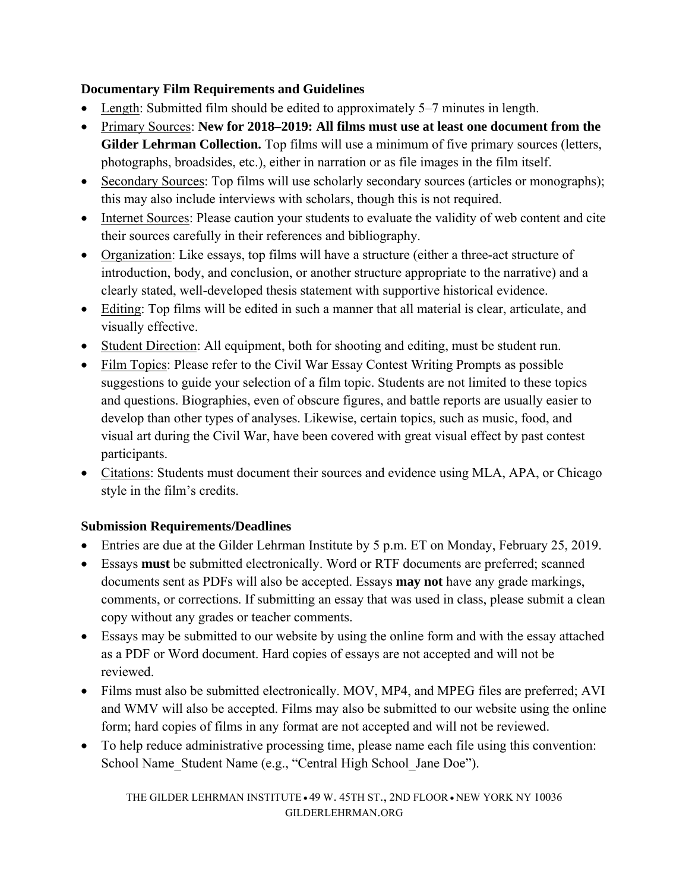**Documentary Film Requirements and Guidelines**

- Length: Submitted film should be edited to approximately 5–7 minutes in length.
- Primary Sources: **New for 2018–2019: All films must use at least one document from the Gilder Lehrman Collection.** Top films will use a minimum of five primary sources (letters, photographs, broadsides, etc.), either in narration or as file images in the film itself.
- Secondary Sources: Top films will use scholarly secondary sources (articles or monographs); this may also include interviews with scholars, though this is not required.
- Internet Sources: Please caution your students to evaluate the validity of web content and cite their sources carefully in their references and bibliography.
- Organization: Like essays, top films will have a structure (either a three-act structure of introduction, body, and conclusion, or another structure appropriate to the narrative) and a clearly stated, well-developed thesis statement with supportive historical evidence.
- Editing: Top films will be edited in such a manner that all material is clear, articulate, and visually effective.
- Student Direction: All equipment, both for shooting and editing, must be student run.
- Film Topics: Please refer to the Civil War Essay Contest Writing Prompts as possible suggestions to guide your selection of a film topic. Students are not limited to these topics and questions. Biographies, even of obscure figures, and battle reports are usually easier to develop than other types of analyses. Likewise, certain topics, such as music, food, and visual art during the Civil War, have been covered with great visual effect by past contest participants.
- Citations: Students must document their sources and evidence using MLA, APA, or Chicago style in the film's credits.

**Submission Requirements/Deadlines**

- Entries are due at the Gilder Lehrman Institute by 5 p.m. ET on Monday, February 25, 2019.
- Essays **must** be submitted electronically. Word or RTF documents are preferred; scanned documents sent as PDFs will also be accepted. Essays **may not** have any grade markings, comments, or corrections. If submitting an essay that was used in class, please submit a clean copy without any grades or teacher comments.
- Essays may be submitted to our website by using the online form and with the essay attached as a PDF or Word document. Hard copies of essays are not accepted and will not be reviewed.
- Films must also be submitted electronically. MOV, MP4, and MPEG files are preferred; AVI and WMV will also be accepted. Films may also be submitted to our website using the online form; hard copies of films in any format are not accepted and will not be reviewed.
- To help reduce administrative processing time, please name each file using this convention: School Name_Student Name (e.g., "Central High School_Jane Doe").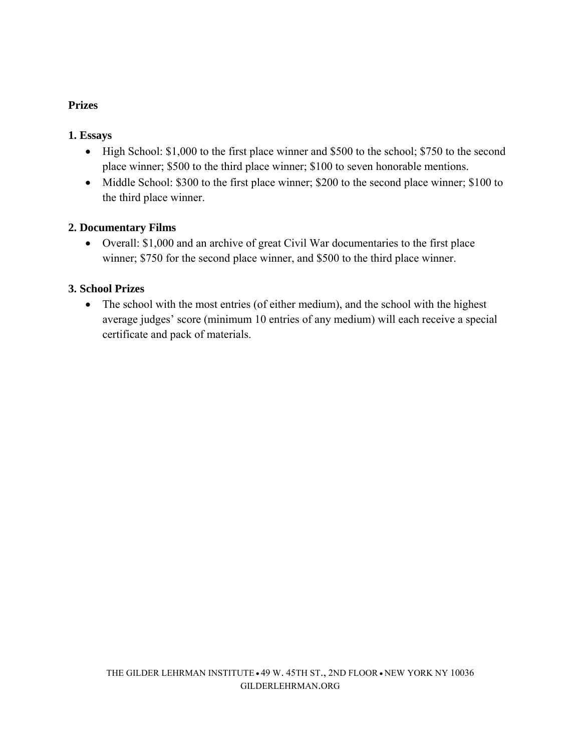**Prizes**

**1. Essays**

- High School: $1,000 to the first place winner and $500 to the school; $750 to the second place winner; $500 to the third place winner; $100 to seven honorable mentions.
- Middle School: $300 to the first place winner; $200 to the second place winner; $100 to the third place winner.

**2. Documentary Films**

- Overall: $1,000 and an archive of great Civil War documentaries to the first place winner; $750 for the second place winner, and $500 to the third place winner.

**3. School Prizes**

- The school with the most entries (of either medium), and the school with the highest average judges' score (minimum 10 entries of any medium) will each receive a special certificate and pack of materials.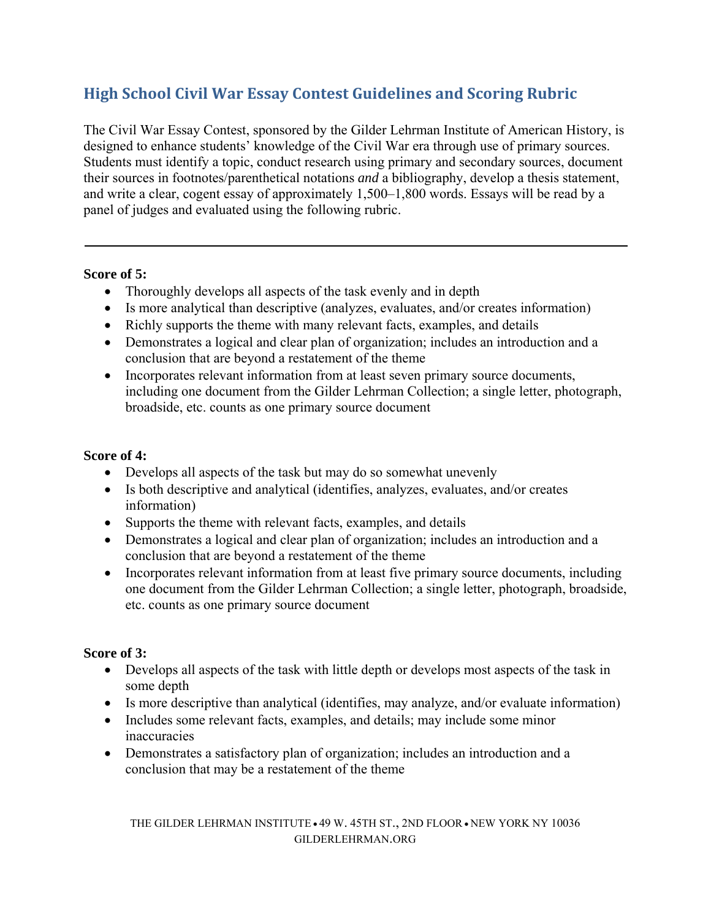## High School Civil War Essay Contest Guidelines and Scoring Rubric

The Civil War Essay Contest, sponsored by the Gilder Lehrman Institute of American History, is designed to enhance students' knowledge of the Civil War era through use of primary sources. Students must identify a topic, conduct research using primary and secondary sources, document their sources in footnotes/parenthetical notations *and* a bibliography, develop a thesis statement, and write a clear, cogent essay of approximately 1,500–1,800 words. Essays will be read by a panel of judges and evaluated using the following rubric.

---

**Score of 5:**

- Thoroughly develops all aspects of the task evenly and in depth
- Is more analytical than descriptive (analyzes, evaluates, and/or creates information)
- Richly supports the theme with many relevant facts, examples, and details
- Demonstrates a logical and clear plan of organization; includes an introduction and a conclusion that are beyond a restatement of the theme
- Incorporates relevant information from at least seven primary source documents, including one document from the Gilder Lehrman Collection; a single letter, photograph, broadside, etc. counts as one primary source document

**Score of 4:**

- Develops all aspects of the task but may do so somewhat unevenly
- Is both descriptive and analytical (identifies, analyzes, evaluates, and/or creates information)
- Supports the theme with relevant facts, examples, and details
- Demonstrates a logical and clear plan of organization; includes an introduction and a conclusion that are beyond a restatement of the theme
- Incorporates relevant information from at least five primary source documents, including one document from the Gilder Lehrman Collection; a single letter, photograph, broadside, etc. counts as one primary source document

**Score of 3:**

- Develops all aspects of the task with little depth or develops most aspects of the task in some depth
- Is more descriptive than analytical (identifies, may analyze, and/or evaluate information)
- Includes some relevant facts, examples, and details; may include some minor inaccuracies
- Demonstrates a satisfactory plan of organization; includes an introduction and a conclusion that may be a restatement of the theme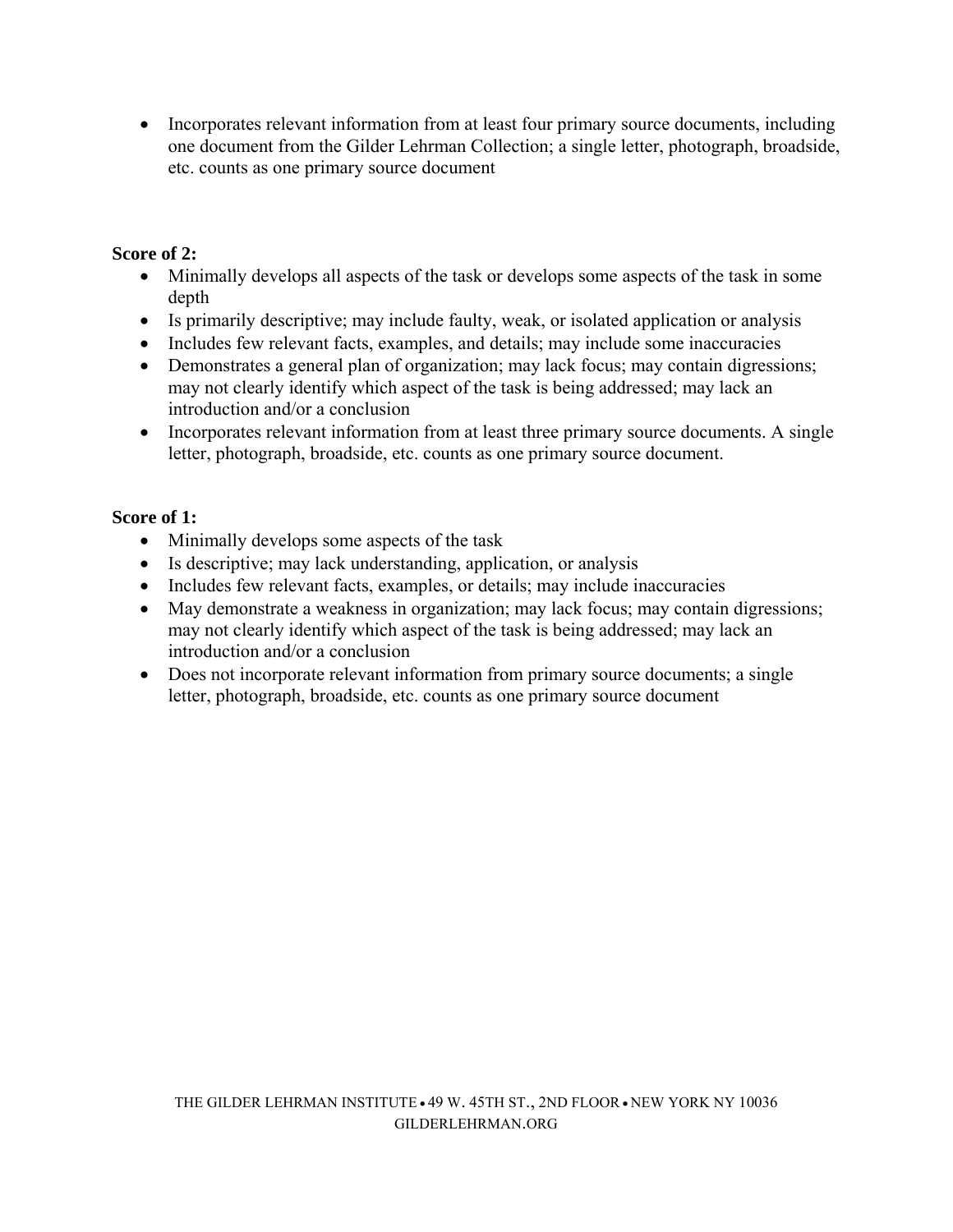- Incorporates relevant information from at least four primary source documents, including one document from the Gilder Lehrman Collection; a single letter, photograph, broadside, etc. counts as one primary source document

**Score of 2:**

- Minimally develops all aspects of the task or develops some aspects of the task in some depth
- Is primarily descriptive; may include faulty, weak, or isolated application or analysis
- Includes few relevant facts, examples, and details; may include some inaccuracies
- Demonstrates a general plan of organization; may lack focus; may contain digressions; may not clearly identify which aspect of the task is being addressed; may lack an introduction and/or a conclusion
- Incorporates relevant information from at least three primary source documents. A single letter, photograph, broadside, etc. counts as one primary source document.

**Score of 1:**

- Minimally develops some aspects of the task
- Is descriptive; may lack understanding, application, or analysis
- Includes few relevant facts, examples, or details; may include inaccuracies
- May demonstrate a weakness in organization; may lack focus; may contain digressions; may not clearly identify which aspect of the task is being addressed; may lack an introduction and/or a conclusion
- Does not incorporate relevant information from primary source documents; a single letter, photograph, broadside, etc. counts as one primary source document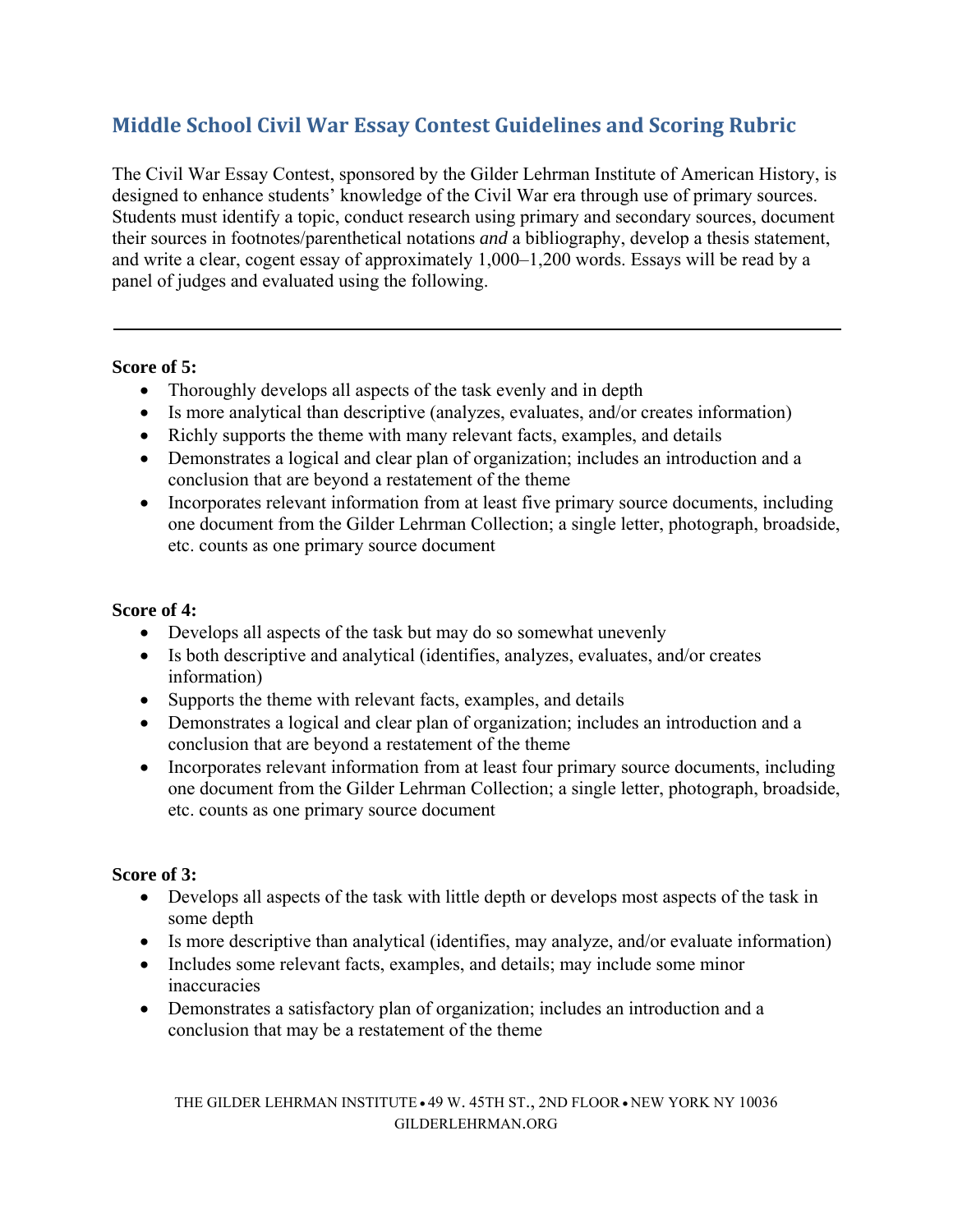## Middle School Civil War Essay Contest Guidelines and Scoring Rubric

The Civil War Essay Contest, sponsored by the Gilder Lehrman Institute of American History, is designed to enhance students' knowledge of the Civil War era through use of primary sources. Students must identify a topic, conduct research using primary and secondary sources, document their sources in footnotes/parenthetical notations *and* a bibliography, develop a thesis statement, and write a clear, cogent essay of approximately 1,000–1,200 words. Essays will be read by a panel of judges and evaluated using the following.

---

**Score of 5:**

- Thoroughly develops all aspects of the task evenly and in depth
- Is more analytical than descriptive (analyzes, evaluates, and/or creates information)
- Richly supports the theme with many relevant facts, examples, and details
- Demonstrates a logical and clear plan of organization; includes an introduction and a conclusion that are beyond a restatement of the theme
- Incorporates relevant information from at least five primary source documents, including one document from the Gilder Lehrman Collection; a single letter, photograph, broadside, etc. counts as one primary source document

**Score of 4:**

- Develops all aspects of the task but may do so somewhat unevenly
- Is both descriptive and analytical (identifies, analyzes, evaluates, and/or creates information)
- Supports the theme with relevant facts, examples, and details
- Demonstrates a logical and clear plan of organization; includes an introduction and a conclusion that are beyond a restatement of the theme
- Incorporates relevant information from at least four primary source documents, including one document from the Gilder Lehrman Collection; a single letter, photograph, broadside, etc. counts as one primary source document

**Score of 3:**

- Develops all aspects of the task with little depth or develops most aspects of the task in some depth
- Is more descriptive than analytical (identifies, may analyze, and/or evaluate information)
- Includes some relevant facts, examples, and details; may include some minor inaccuracies
- Demonstrates a satisfactory plan of organization; includes an introduction and a conclusion that may be a restatement of the theme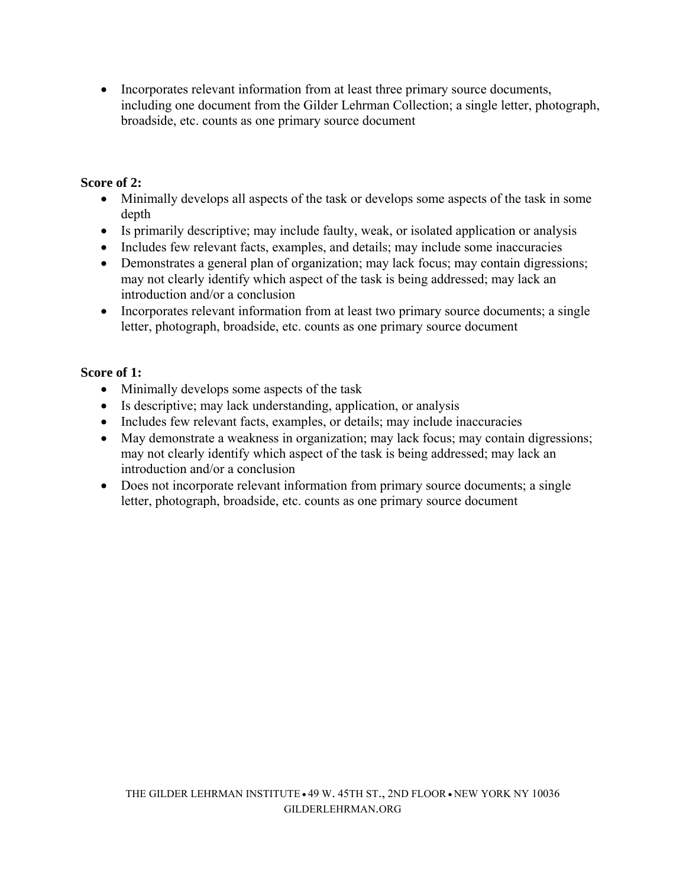- Incorporates relevant information from at least three primary source documents, including one document from the Gilder Lehrman Collection; a single letter, photograph, broadside, etc. counts as one primary source document

**Score of 2:**

- Minimally develops all aspects of the task or develops some aspects of the task in some depth
- Is primarily descriptive; may include faulty, weak, or isolated application or analysis
- Includes few relevant facts, examples, and details; may include some inaccuracies
- Demonstrates a general plan of organization; may lack focus; may contain digressions; may not clearly identify which aspect of the task is being addressed; may lack an introduction and/or a conclusion
- Incorporates relevant information from at least two primary source documents; a single letter, photograph, broadside, etc. counts as one primary source document

**Score of 1:**

- Minimally develops some aspects of the task
- Is descriptive; may lack understanding, application, or analysis
- Includes few relevant facts, examples, or details; may include inaccuracies
- May demonstrate a weakness in organization; may lack focus; may contain digressions; may not clearly identify which aspect of the task is being addressed; may lack an introduction and/or a conclusion
- Does not incorporate relevant information from primary source documents; a single letter, photograph, broadside, etc. counts as one primary source document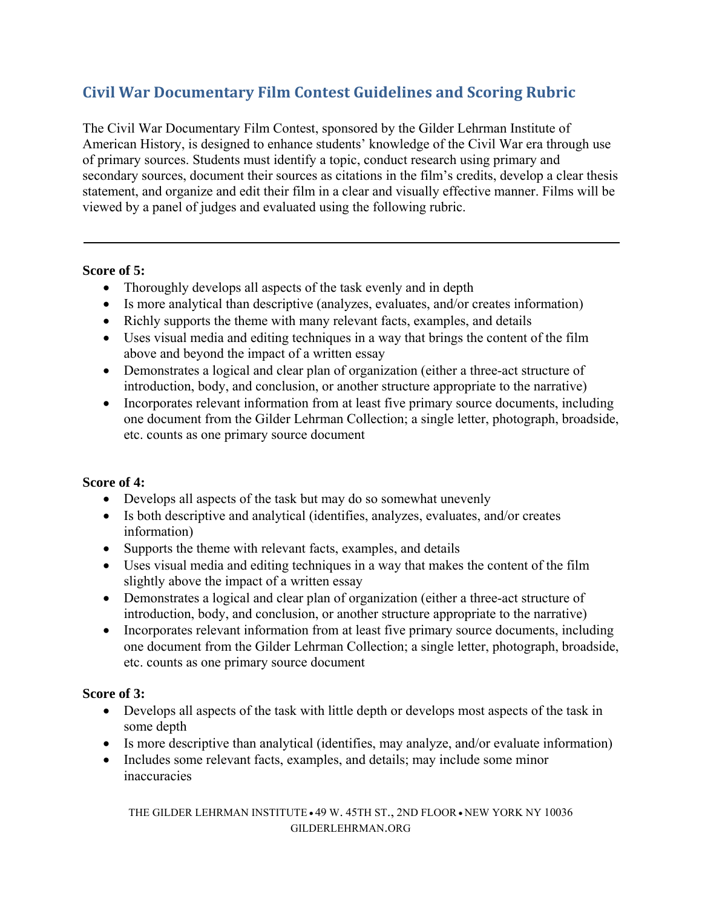## Civil War Documentary Film Contest Guidelines and Scoring Rubric

The Civil War Documentary Film Contest, sponsored by the Gilder Lehrman Institute of American History, is designed to enhance students' knowledge of the Civil War era through use of primary sources. Students must identify a topic, conduct research using primary and secondary sources, document their sources as citations in the film's credits, develop a clear thesis statement, and organize and edit their film in a clear and visually effective manner. Films will be viewed by a panel of judges and evaluated using the following rubric.

---

**Score of 5:**

- Thoroughly develops all aspects of the task evenly and in depth
- Is more analytical than descriptive (analyzes, evaluates, and/or creates information)
- Richly supports the theme with many relevant facts, examples, and details
- Uses visual media and editing techniques in a way that brings the content of the film above and beyond the impact of a written essay
- Demonstrates a logical and clear plan of organization (either a three-act structure of introduction, body, and conclusion, or another structure appropriate to the narrative)
- Incorporates relevant information from at least five primary source documents, including one document from the Gilder Lehrman Collection; a single letter, photograph, broadside, etc. counts as one primary source document

**Score of 4:**

- Develops all aspects of the task but may do so somewhat unevenly
- Is both descriptive and analytical (identifies, analyzes, evaluates, and/or creates information)
- Supports the theme with relevant facts, examples, and details
- Uses visual media and editing techniques in a way that makes the content of the film slightly above the impact of a written essay
- Demonstrates a logical and clear plan of organization (either a three-act structure of introduction, body, and conclusion, or another structure appropriate to the narrative)
- Incorporates relevant information from at least five primary source documents, including one document from the Gilder Lehrman Collection; a single letter, photograph, broadside, etc. counts as one primary source document

**Score of 3:**

- Develops all aspects of the task with little depth or develops most aspects of the task in some depth
- Is more descriptive than analytical (identifies, may analyze, and/or evaluate information)
- Includes some relevant facts, examples, and details; may include some minor inaccuracies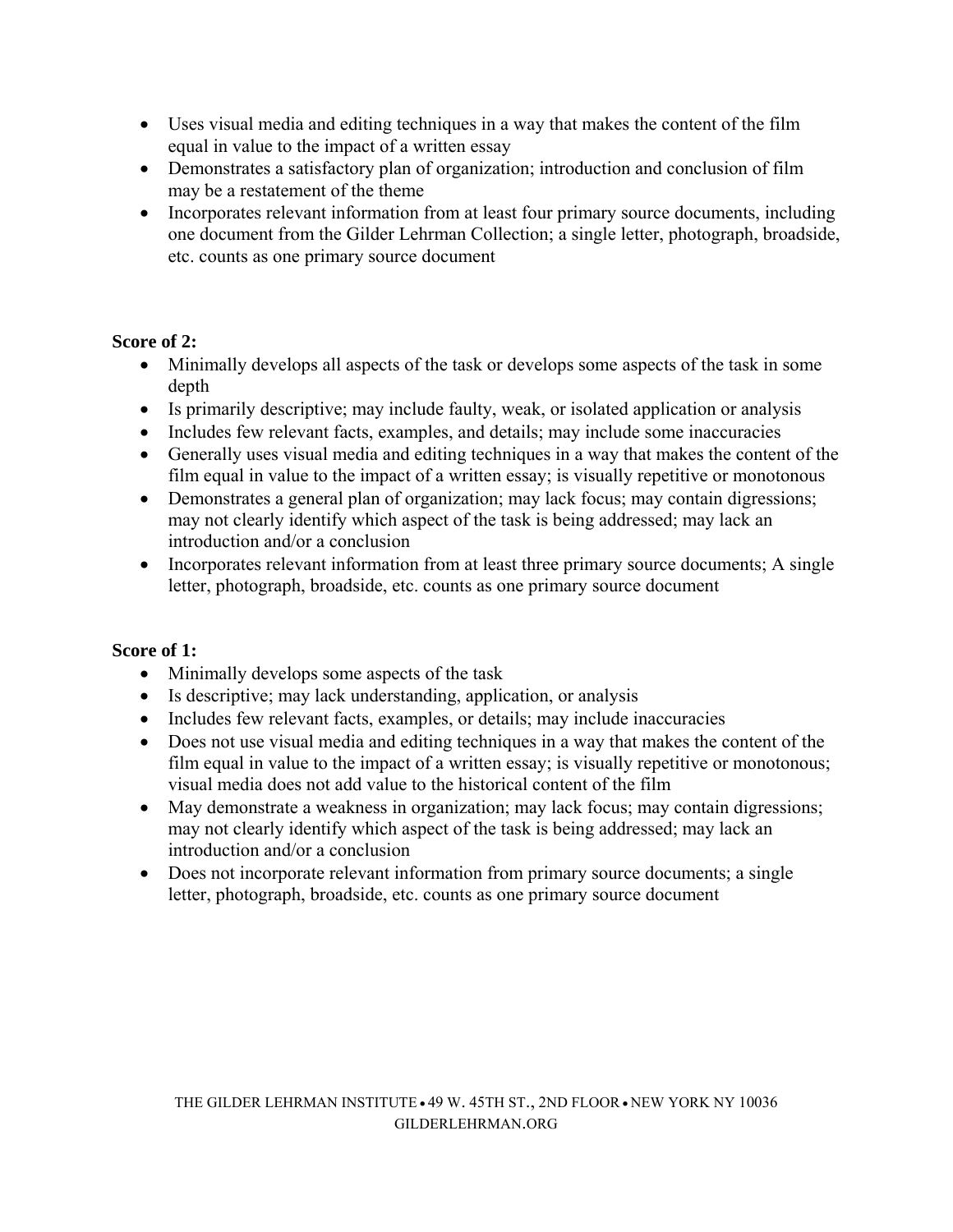- Uses visual media and editing techniques in a way that makes the content of the film equal in value to the impact of a written essay
- Demonstrates a satisfactory plan of organization; introduction and conclusion of film may be a restatement of the theme
- Incorporates relevant information from at least four primary source documents, including one document from the Gilder Lehrman Collection; a single letter, photograph, broadside, etc. counts as one primary source document

**Score of 2:**

- Minimally develops all aspects of the task or develops some aspects of the task in some depth
- Is primarily descriptive; may include faulty, weak, or isolated application or analysis
- Includes few relevant facts, examples, and details; may include some inaccuracies
- Generally uses visual media and editing techniques in a way that makes the content of the film equal in value to the impact of a written essay; is visually repetitive or monotonous
- Demonstrates a general plan of organization; may lack focus; may contain digressions; may not clearly identify which aspect of the task is being addressed; may lack an introduction and/or a conclusion
- Incorporates relevant information from at least three primary source documents; A single letter, photograph, broadside, etc. counts as one primary source document

**Score of 1:**

- Minimally develops some aspects of the task
- Is descriptive; may lack understanding, application, or analysis
- Includes few relevant facts, examples, or details; may include inaccuracies
- Does not use visual media and editing techniques in a way that makes the content of the film equal in value to the impact of a written essay; is visually repetitive or monotonous; visual media does not add value to the historical content of the film
- May demonstrate a weakness in organization; may lack focus; may contain digressions; may not clearly identify which aspect of the task is being addressed; may lack an introduction and/or a conclusion
- Does not incorporate relevant information from primary source documents; a single letter, photograph, broadside, etc. counts as one primary source document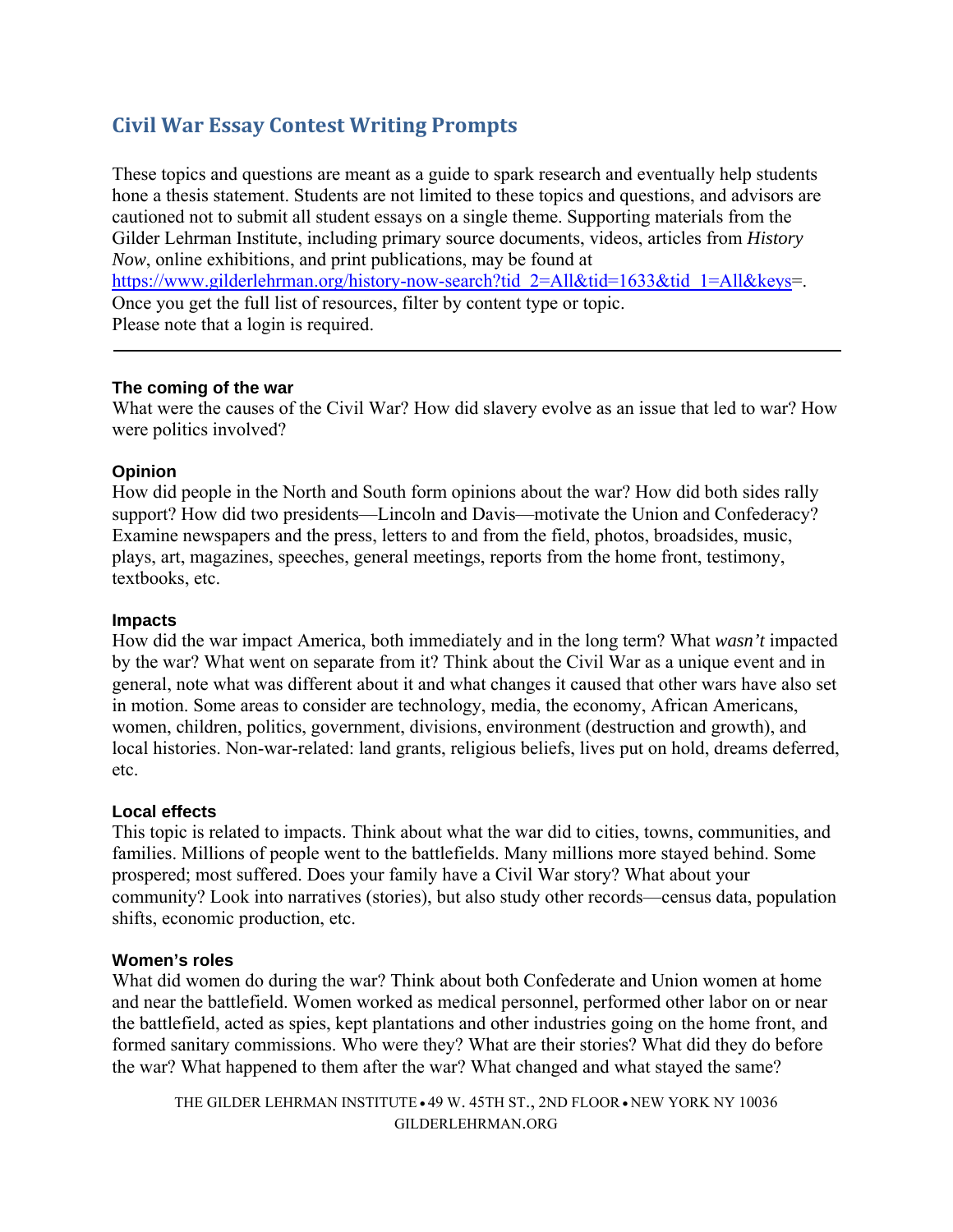## Civil War Essay Contest Writing Prompts

These topics and questions are meant as a guide to spark research and eventually help students hone a thesis statement. Students are not limited to these topics and questions, and advisors are cautioned not to submit all student essays on a single theme. Supporting materials from the Gilder Lehrman Institute, including primary source documents, videos, articles from *History Now*, online exhibitions, and print publications, may be found at [https://www.gilderlehrman.org/history-now-search?tid_2=All&tid=1633&tid_1=All&keys](https://www.gilderlehrman.org/history-now-search?tid_2=All&tid=1633&tid_1=All&keys)=. Once you get the full list of resources, filter by content type or topic. Please note that a login is required.

---

### The coming of the war

What were the causes of the Civil War? How did slavery evolve as an issue that led to war? How were politics involved?

### Opinion

How did people in the North and South form opinions about the war? How did both sides rally support? How did two presidents—Lincoln and Davis—motivate the Union and Confederacy? Examine newspapers and the press, letters to and from the field, photos, broadsides, music, plays, art, magazines, speeches, general meetings, reports from the home front, testimony, textbooks, etc.

### Impacts

How did the war impact America, both immediately and in the long term? What *wasn't* impacted by the war? What went on separate from it? Think about the Civil War as a unique event and in general, note what was different about it and what changes it caused that other wars have also set in motion. Some areas to consider are technology, media, the economy, African Americans, women, children, politics, government, divisions, environment (destruction and growth), and local histories. Non-war-related: land grants, religious beliefs, lives put on hold, dreams deferred, etc.

### Local effects

This topic is related to impacts. Think about what the war did to cities, towns, communities, and families. Millions of people went to the battlefields. Many millions more stayed behind. Some prospered; most suffered. Does your family have a Civil War story? What about your community? Look into narratives (stories), but also study other records—census data, population shifts, economic production, etc.

### Women's roles

What did women do during the war? Think about both Confederate and Union women at home and near the battlefield. Women worked as medical personnel, performed other labor on or near the battlefield, acted as spies, kept plantations and other industries going on the home front, and formed sanitary commissions. Who were they? What are their stories? What did they do before the war? What happened to them after the war? What changed and what stayed the same?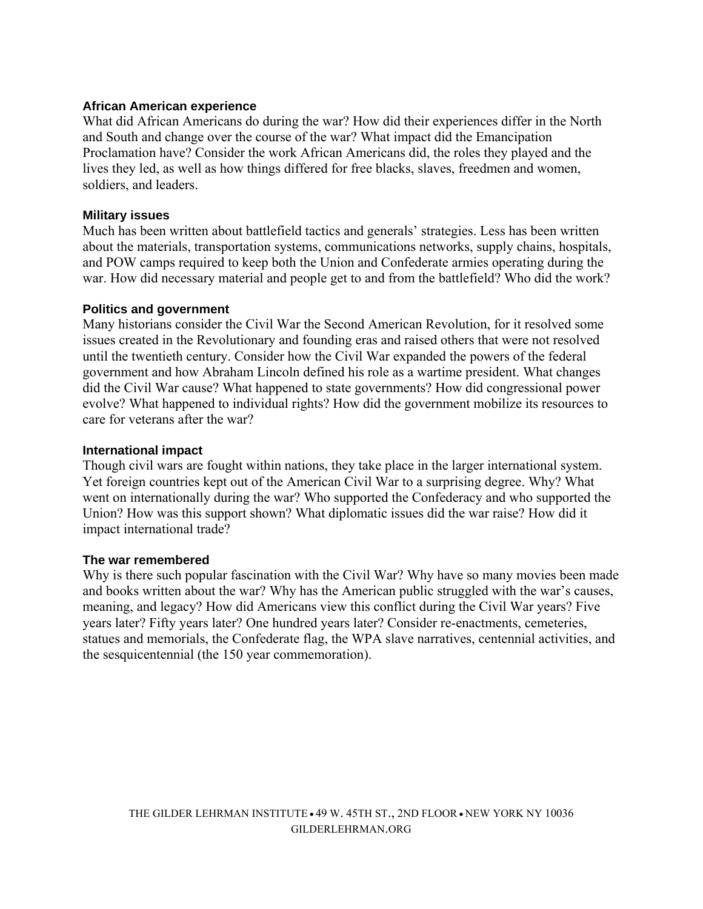### African American experience

What did African Americans do during the war? How did their experiences differ in the North and South and change over the course of the war? What impact did the Emancipation Proclamation have? Consider the work African Americans did, the roles they played and the lives they led, as well as how things differed for free blacks, slaves, freedmen and women, soldiers, and leaders.

### Military issues

Much has been written about battlefield tactics and generals' strategies. Less has been written about the materials, transportation systems, communications networks, supply chains, hospitals, and POW camps required to keep both the Union and Confederate armies operating during the war. How did necessary material and people get to and from the battlefield? Who did the work?

### Politics and government

Many historians consider the Civil War the Second American Revolution, for it resolved some issues created in the Revolutionary and founding eras and raised others that were not resolved until the twentieth century. Consider how the Civil War expanded the powers of the federal government and how Abraham Lincoln defined his role as a wartime president. What changes did the Civil War cause? What happened to state governments? How did congressional power evolve? What happened to individual rights? How did the government mobilize its resources to care for veterans after the war?

### International impact

Though civil wars are fought within nations, they take place in the larger international system. Yet foreign countries kept out of the American Civil War to a surprising degree. Why? What went on internationally during the war? Who supported the Confederacy and who supported the Union? How was this support shown? What diplomatic issues did the war raise? How did it impact international trade?

### The war remembered

Why is there such popular fascination with the Civil War? Why have so many movies been made and books written about the war? Why has the American public struggled with the war's causes, meaning, and legacy? How did Americans view this conflict during the Civil War years? Five years later? Fifty years later? One hundred years later? Consider re-enactments, cemeteries, statues and memorials, the Confederate flag, the WPA slave narratives, centennial activities, and the sesquicentennial (the 150 year commemoration).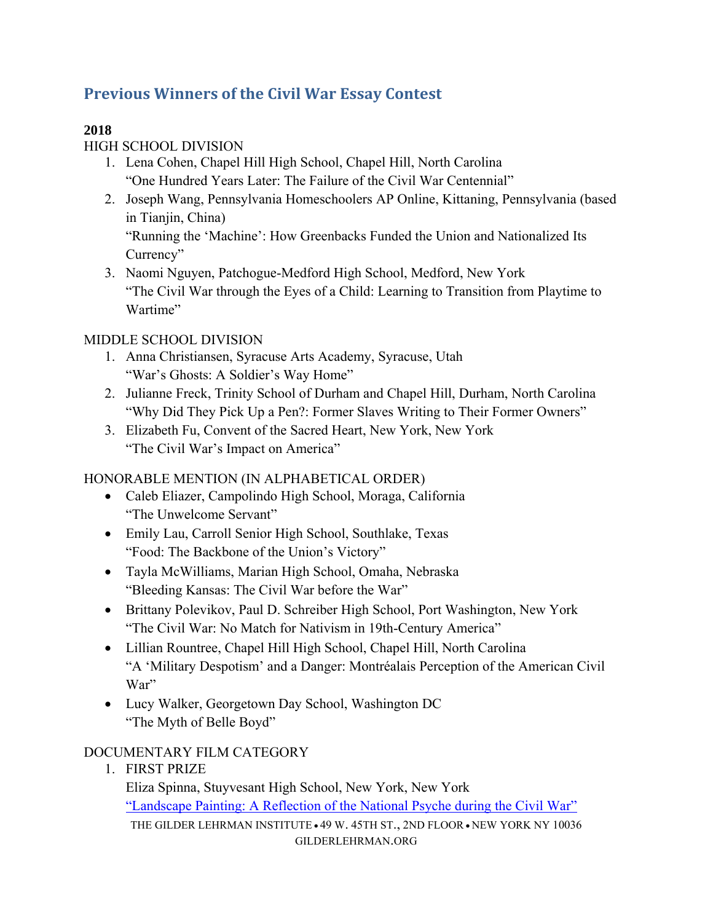## Previous Winners of the Civil War Essay Contest

**2018**

HIGH SCHOOL DIVISION

1. Lena Cohen, Chapel Hill High School, Chapel Hill, North Carolina
   "One Hundred Years Later: The Failure of the Civil War Centennial"
2. Joseph Wang, Pennsylvania Homeschoolers AP Online, Kittaning, Pennsylvania (based in Tianjin, China)
   "Running the 'Machine': How Greenbacks Funded the Union and Nationalized Its Currency"
3. Naomi Nguyen, Patchogue-Medford High School, Medford, New York
   "The Civil War through the Eyes of a Child: Learning to Transition from Playtime to Wartime"

MIDDLE SCHOOL DIVISION

1. Anna Christiansen, Syracuse Arts Academy, Syracuse, Utah
   "War's Ghosts: A Soldier's Way Home"
2. Julianne Freck, Trinity School of Durham and Chapel Hill, Durham, North Carolina
   "Why Did They Pick Up a Pen?: Former Slaves Writing to Their Former Owners"
3. Elizabeth Fu, Convent of the Sacred Heart, New York, New York
   "The Civil War's Impact on America"

HONORABLE MENTION (IN ALPHABETICAL ORDER)

- Caleb Eliazer, Campolindo High School, Moraga, California
  "The Unwelcome Servant"
- Emily Lau, Carroll Senior High School, Southlake, Texas
  "Food: The Backbone of the Union's Victory"
- Tayla McWilliams, Marian High School, Omaha, Nebraska
  "Bleeding Kansas: The Civil War before the War"
- Brittany Polevikov, Paul D. Schreiber High School, Port Washington, New York
  "The Civil War: No Match for Nativism in 19th-Century America"
- Lillian Rountree, Chapel Hill High School, Chapel Hill, North Carolina
  "A 'Military Despotism' and a Danger: Montréalais Perception of the American Civil War"
- Lucy Walker, Georgetown Day School, Washington DC
  "The Myth of Belle Boyd"

DOCUMENTARY FILM CATEGORY

1. FIRST PRIZE
   Eliza Spinna, Stuyvesant High School, New York, New York
   "Landscape Painting: A Reflection of the National Psyche during the Civil War"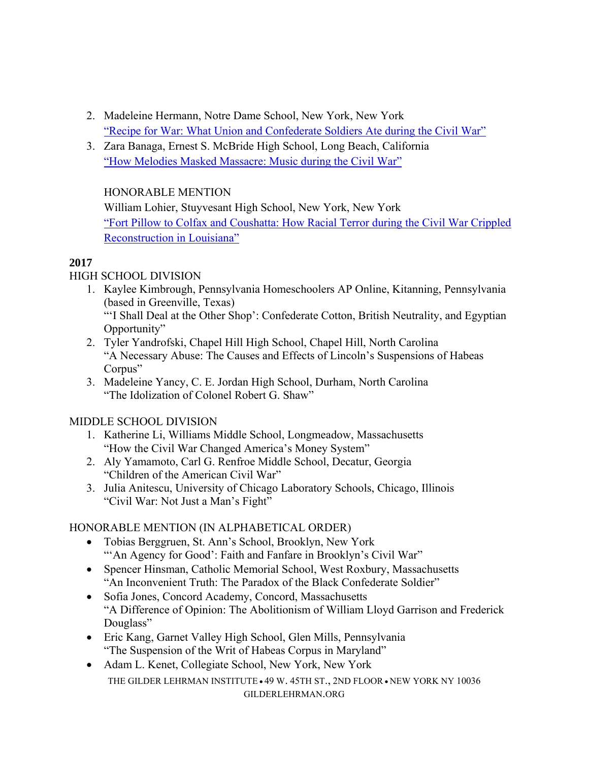2. Madeleine Hermann, Notre Dame School, New York, New York
   [“Recipe for War: What Union and Confederate Soldiers Ate during the Civil War”]
3. Zara Banaga, Ernest S. McBride High School, Long Beach, California
   [“How Melodies Masked Massacre: Music during the Civil War”]

HONORABLE MENTION

William Lohier, Stuyvesant High School, New York, New York
[“Fort Pillow to Colfax and Coushatta: How Racial Terror during the Civil War Crippled Reconstruction in Louisiana”]

**2017**

HIGH SCHOOL DIVISION

1. Kaylee Kimbrough, Pennsylvania Homeschoolers AP Online, Kitanning, Pennsylvania (based in Greenville, Texas)
   “‘I Shall Deal at the Other Shop’: Confederate Cotton, British Neutrality, and Egyptian Opportunity”
2. Tyler Yandrofski, Chapel Hill High School, Chapel Hill, North Carolina
   “A Necessary Abuse: The Causes and Effects of Lincoln’s Suspensions of Habeas Corpus”
3. Madeleine Yancy, C. E. Jordan High School, Durham, North Carolina
   “The Idolization of Colonel Robert G. Shaw”

MIDDLE SCHOOL DIVISION

1. Katherine Li, Williams Middle School, Longmeadow, Massachusetts
   “How the Civil War Changed America’s Money System”
2. Aly Yamamoto, Carl G. Renfroe Middle School, Decatur, Georgia
   “Children of the American Civil War”
3. Julia Anitescu, University of Chicago Laboratory Schools, Chicago, Illinois
   “Civil War: Not Just a Man’s Fight”

HONORABLE MENTION (IN ALPHABETICAL ORDER)

- Tobias Berggruen, St. Ann’s School, Brooklyn, New York
  “‘An Agency for Good’: Faith and Fanfare in Brooklyn’s Civil War”
- Spencer Hinsman, Catholic Memorial School, West Roxbury, Massachusetts
  “An Inconvenient Truth: The Paradox of the Black Confederate Soldier”
- Sofia Jones, Concord Academy, Concord, Massachusetts
  “A Difference of Opinion: The Abolitionism of William Lloyd Garrison and Frederick Douglass”
- Eric Kang, Garnet Valley High School, Glen Mills, Pennsylvania
  “The Suspension of the Writ of Habeas Corpus in Maryland”
- Adam L. Kenet, Collegiate School, New York, New York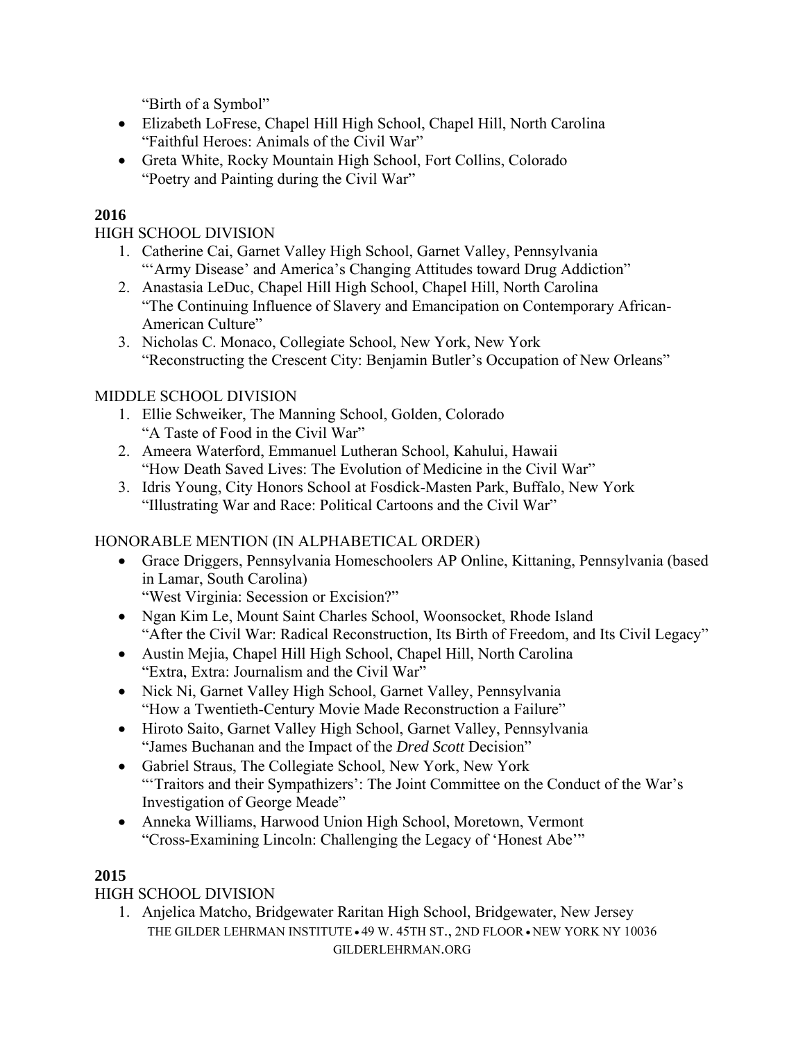"Birth of a Symbol"

- Elizabeth LoFrese, Chapel Hill High School, Chapel Hill, North Carolina
  "Faithful Heroes: Animals of the Civil War"
- Greta White, Rocky Mountain High School, Fort Collins, Colorado
  "Poetry and Painting during the Civil War"

**2016**

HIGH SCHOOL DIVISION

1. Catherine Cai, Garnet Valley High School, Garnet Valley, Pennsylvania
   "'Army Disease' and America's Changing Attitudes toward Drug Addiction"
2. Anastasia LeDuc, Chapel Hill High School, Chapel Hill, North Carolina
   "The Continuing Influence of Slavery and Emancipation on Contemporary African-American Culture"
3. Nicholas C. Monaco, Collegiate School, New York, New York
   "Reconstructing the Crescent City: Benjamin Butler's Occupation of New Orleans"

MIDDLE SCHOOL DIVISION

1. Ellie Schweiker, The Manning School, Golden, Colorado
   "A Taste of Food in the Civil War"
2. Ameera Waterford, Emmanuel Lutheran School, Kahului, Hawaii
   "How Death Saved Lives: The Evolution of Medicine in the Civil War"
3. Idris Young, City Honors School at Fosdick-Masten Park, Buffalo, New York
   "Illustrating War and Race: Political Cartoons and the Civil War"

HONORABLE MENTION (IN ALPHABETICAL ORDER)

- Grace Driggers, Pennsylvania Homeschoolers AP Online, Kittaning, Pennsylvania (based in Lamar, South Carolina)
  "West Virginia: Secession or Excision?"
- Ngan Kim Le, Mount Saint Charles School, Woonsocket, Rhode Island
  "After the Civil War: Radical Reconstruction, Its Birth of Freedom, and Its Civil Legacy"
- Austin Mejia, Chapel Hill High School, Chapel Hill, North Carolina
  "Extra, Extra: Journalism and the Civil War"
- Nick Ni, Garnet Valley High School, Garnet Valley, Pennsylvania
  "How a Twentieth-Century Movie Made Reconstruction a Failure"
- Hiroto Saito, Garnet Valley High School, Garnet Valley, Pennsylvania
  "James Buchanan and the Impact of the *Dred Scott* Decision"
- Gabriel Straus, The Collegiate School, New York, New York
  "'Traitors and their Sympathizers': The Joint Committee on the Conduct of the War's Investigation of George Meade"
- Anneka Williams, Harwood Union High School, Moretown, Vermont
  "Cross-Examining Lincoln: Challenging the Legacy of 'Honest Abe'"

**2015**

HIGH SCHOOL DIVISION

1. Anjelica Matcho, Bridgewater Raritan High School, Bridgewater, New Jersey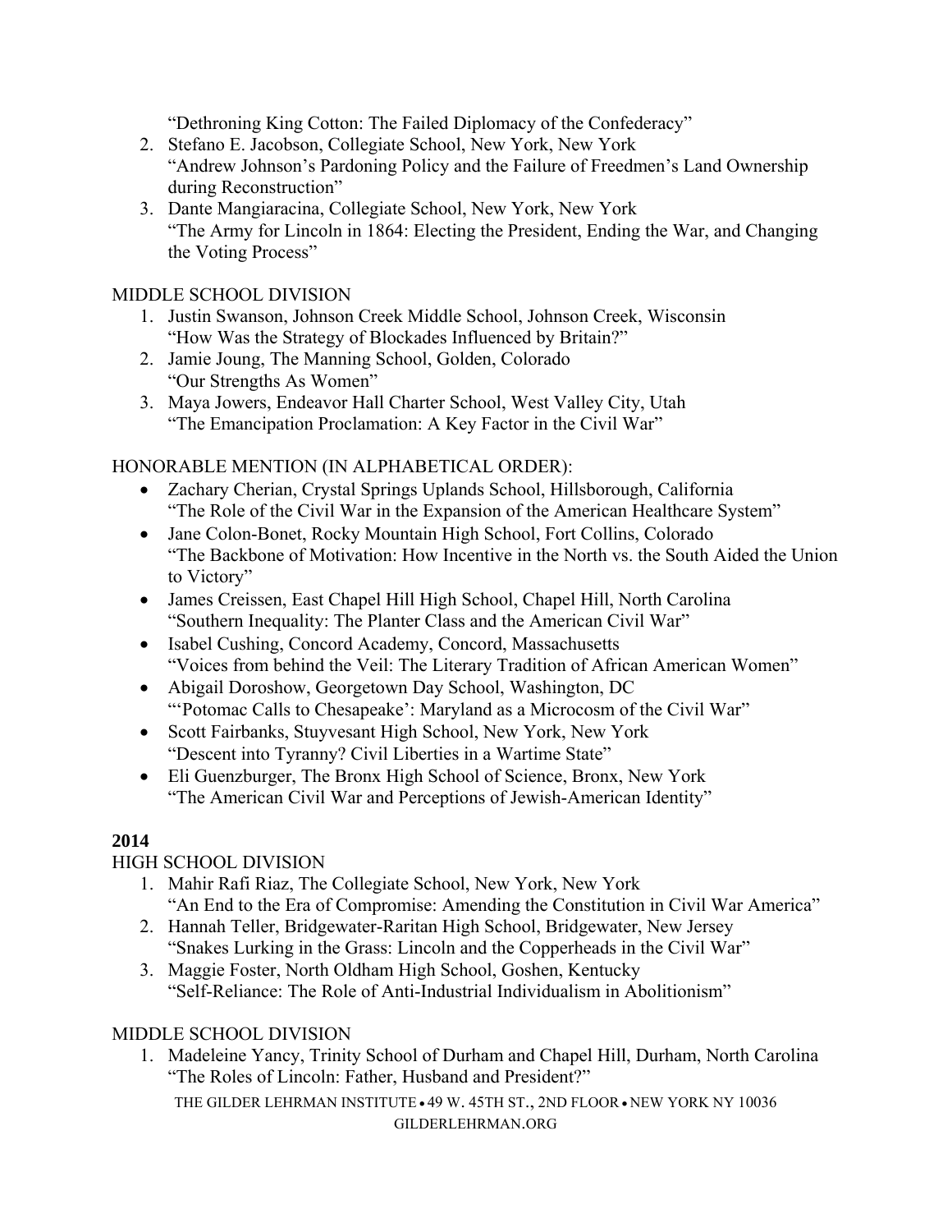"Dethroning King Cotton: The Failed Diplomacy of the Confederacy"

2. Stefano E. Jacobson, Collegiate School, New York, New York
   "Andrew Johnson's Pardoning Policy and the Failure of Freedmen's Land Ownership during Reconstruction"
3. Dante Mangiaracina, Collegiate School, New York, New York
   "The Army for Lincoln in 1864: Electing the President, Ending the War, and Changing the Voting Process"

MIDDLE SCHOOL DIVISION

1. Justin Swanson, Johnson Creek Middle School, Johnson Creek, Wisconsin
   "How Was the Strategy of Blockades Influenced by Britain?"
2. Jamie Joung, The Manning School, Golden, Colorado
   "Our Strengths As Women"
3. Maya Jowers, Endeavor Hall Charter School, West Valley City, Utah
   "The Emancipation Proclamation: A Key Factor in the Civil War"

HONORABLE MENTION (IN ALPHABETICAL ORDER):

- Zachary Cherian, Crystal Springs Uplands School, Hillsborough, California
  "The Role of the Civil War in the Expansion of the American Healthcare System"
- Jane Colon-Bonet, Rocky Mountain High School, Fort Collins, Colorado
  "The Backbone of Motivation: How Incentive in the North vs. the South Aided the Union to Victory"
- James Creissen, East Chapel Hill High School, Chapel Hill, North Carolina
  "Southern Inequality: The Planter Class and the American Civil War"
- Isabel Cushing, Concord Academy, Concord, Massachusetts
  "Voices from behind the Veil: The Literary Tradition of African American Women"
- Abigail Doroshow, Georgetown Day School, Washington, DC
  "'Potomac Calls to Chesapeake': Maryland as a Microcosm of the Civil War"
- Scott Fairbanks, Stuyvesant High School, New York, New York
  "Descent into Tyranny? Civil Liberties in a Wartime State"
- Eli Guenzburger, The Bronx High School of Science, Bronx, New York
  "The American Civil War and Perceptions of Jewish-American Identity"

**2014**

HIGH SCHOOL DIVISION

1. Mahir Rafi Riaz, The Collegiate School, New York, New York
   "An End to the Era of Compromise: Amending the Constitution in Civil War America"
2. Hannah Teller, Bridgewater-Raritan High School, Bridgewater, New Jersey
   "Snakes Lurking in the Grass: Lincoln and the Copperheads in the Civil War"
3. Maggie Foster, North Oldham High School, Goshen, Kentucky
   "Self-Reliance: The Role of Anti-Industrial Individualism in Abolitionism"

MIDDLE SCHOOL DIVISION

1. Madeleine Yancy, Trinity School of Durham and Chapel Hill, Durham, North Carolina
   "The Roles of Lincoln: Father, Husband and President?"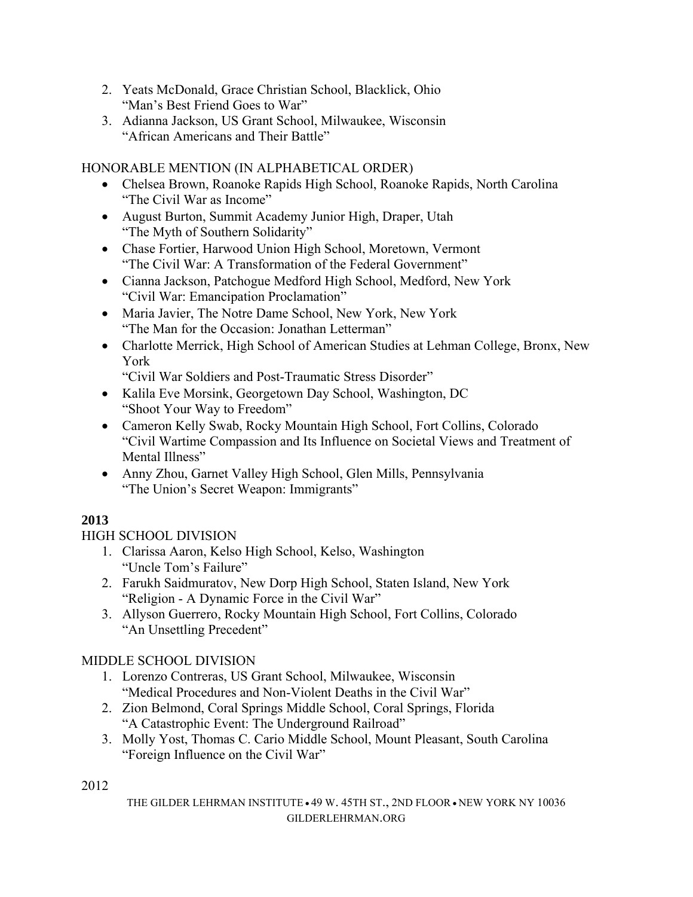2. Yeats McDonald, Grace Christian School, Blacklick, Ohio
   "Man's Best Friend Goes to War"
3. Adianna Jackson, US Grant School, Milwaukee, Wisconsin
   "African Americans and Their Battle"

HONORABLE MENTION (IN ALPHABETICAL ORDER)

- Chelsea Brown, Roanoke Rapids High School, Roanoke Rapids, North Carolina
  "The Civil War as Income"
- August Burton, Summit Academy Junior High, Draper, Utah
  "The Myth of Southern Solidarity"
- Chase Fortier, Harwood Union High School, Moretown, Vermont
  "The Civil War: A Transformation of the Federal Government"
- Cianna Jackson, Patchogue Medford High School, Medford, New York
  "Civil War: Emancipation Proclamation"
- Maria Javier, The Notre Dame School, New York, New York
  "The Man for the Occasion: Jonathan Letterman"
- Charlotte Merrick, High School of American Studies at Lehman College, Bronx, New York
  "Civil War Soldiers and Post-Traumatic Stress Disorder"
- Kalila Eve Morsink, Georgetown Day School, Washington, DC
  "Shoot Your Way to Freedom"
- Cameron Kelly Swab, Rocky Mountain High School, Fort Collins, Colorado
  "Civil Wartime Compassion and Its Influence on Societal Views and Treatment of Mental Illness"
- Anny Zhou, Garnet Valley High School, Glen Mills, Pennsylvania
  "The Union's Secret Weapon: Immigrants"

**2013**

HIGH SCHOOL DIVISION

1. Clarissa Aaron, Kelso High School, Kelso, Washington
   "Uncle Tom's Failure"
2. Farukh Saidmuratov, New Dorp High School, Staten Island, New York
   "Religion - A Dynamic Force in the Civil War"
3. Allyson Guerrero, Rocky Mountain High School, Fort Collins, Colorado
   "An Unsettling Precedent"

MIDDLE SCHOOL DIVISION

1. Lorenzo Contreras, US Grant School, Milwaukee, Wisconsin
   "Medical Procedures and Non-Violent Deaths in the Civil War"
2. Zion Belmond, Coral Springs Middle School, Coral Springs, Florida
   "A Catastrophic Event: The Underground Railroad"
3. Molly Yost, Thomas C. Cario Middle School, Mount Pleasant, South Carolina
   "Foreign Influence on the Civil War"

2012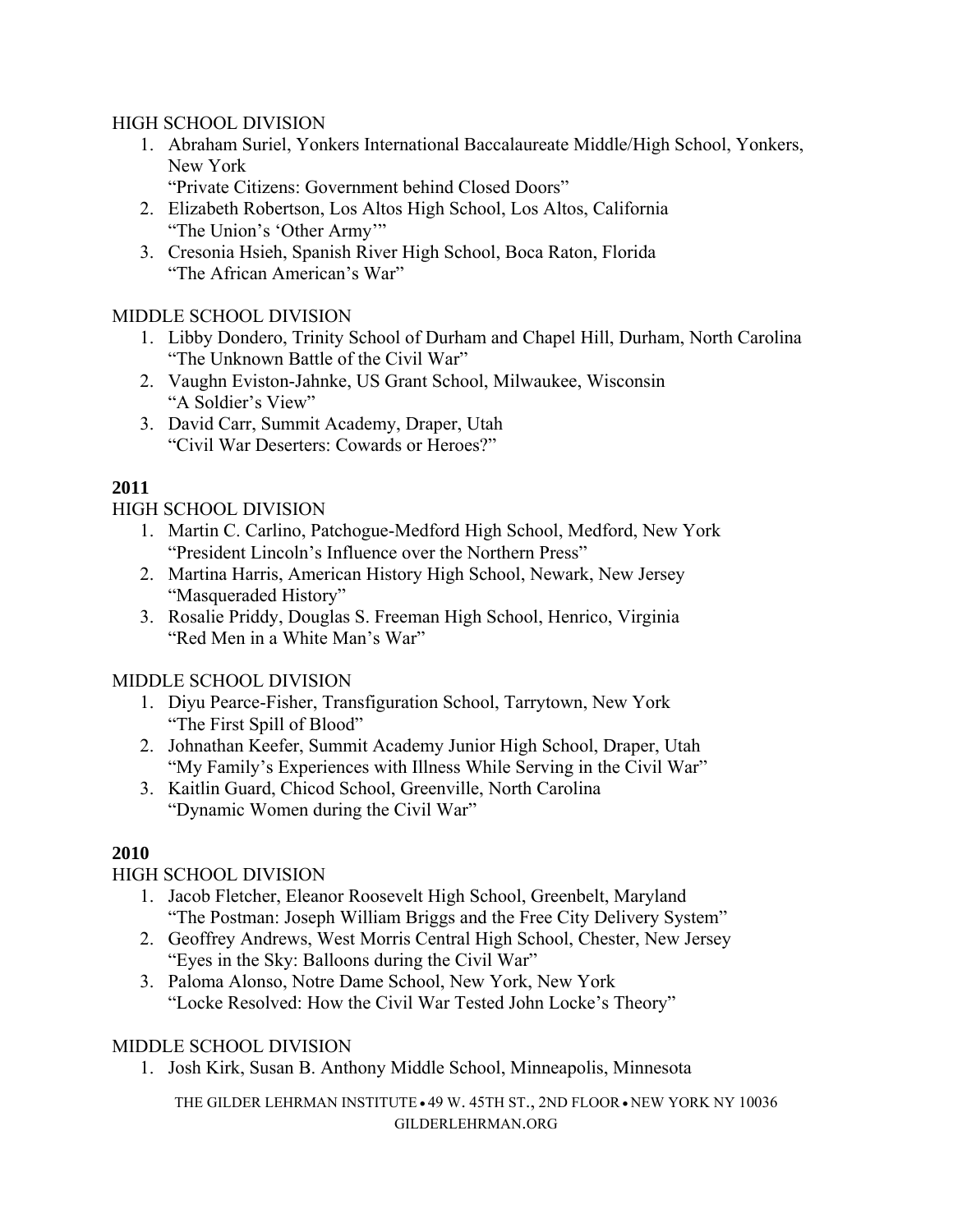HIGH SCHOOL DIVISION

1. Abraham Suriel, Yonkers International Baccalaureate Middle/High School, Yonkers, New York
   "Private Citizens: Government behind Closed Doors"
2. Elizabeth Robertson, Los Altos High School, Los Altos, California
   "The Union's 'Other Army'"
3. Cresonia Hsieh, Spanish River High School, Boca Raton, Florida
   "The African American's War"

MIDDLE SCHOOL DIVISION

1. Libby Dondero, Trinity School of Durham and Chapel Hill, Durham, North Carolina
   "The Unknown Battle of the Civil War"
2. Vaughn Eviston-Jahnke, US Grant School, Milwaukee, Wisconsin
   "A Soldier's View"
3. David Carr, Summit Academy, Draper, Utah
   "Civil War Deserters: Cowards or Heroes?"

**2011**

HIGH SCHOOL DIVISION

1. Martin C. Carlino, Patchogue-Medford High School, Medford, New York
   "President Lincoln's Influence over the Northern Press"
2. Martina Harris, American History High School, Newark, New Jersey
   "Masqueraded History"
3. Rosalie Priddy, Douglas S. Freeman High School, Henrico, Virginia
   "Red Men in a White Man's War"

MIDDLE SCHOOL DIVISION

1. Diyu Pearce-Fisher, Transfiguration School, Tarrytown, New York
   "The First Spill of Blood"
2. Johnathan Keefer, Summit Academy Junior High School, Draper, Utah
   "My Family's Experiences with Illness While Serving in the Civil War"
3. Kaitlin Guard, Chicod School, Greenville, North Carolina
   "Dynamic Women during the Civil War"

**2010**

HIGH SCHOOL DIVISION

1. Jacob Fletcher, Eleanor Roosevelt High School, Greenbelt, Maryland
   "The Postman: Joseph William Briggs and the Free City Delivery System"
2. Geoffrey Andrews, West Morris Central High School, Chester, New Jersey
   "Eyes in the Sky: Balloons during the Civil War"
3. Paloma Alonso, Notre Dame School, New York, New York
   "Locke Resolved: How the Civil War Tested John Locke's Theory"

MIDDLE SCHOOL DIVISION

1. Josh Kirk, Susan B. Anthony Middle School, Minneapolis, Minnesota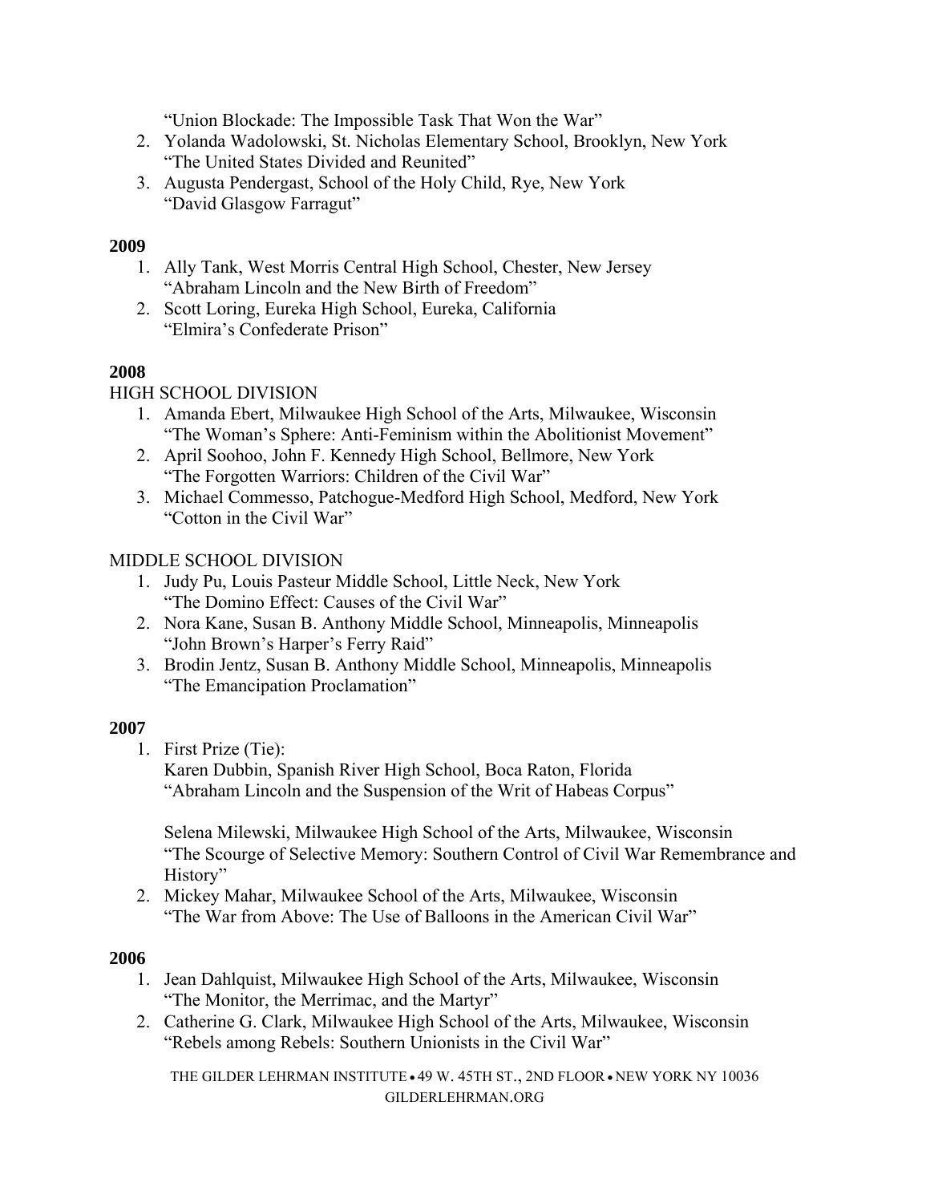"Union Blockade: The Impossible Task That Won the War"

2. Yolanda Wadolowski, St. Nicholas Elementary School, Brooklyn, New York
   "The United States Divided and Reunited"
3. Augusta Pendergast, School of the Holy Child, Rye, New York
   "David Glasgow Farragut"

**2009**

1. Ally Tank, West Morris Central High School, Chester, New Jersey
   "Abraham Lincoln and the New Birth of Freedom"
2. Scott Loring, Eureka High School, Eureka, California
   "Elmira's Confederate Prison"

**2008**

HIGH SCHOOL DIVISION

1. Amanda Ebert, Milwaukee High School of the Arts, Milwaukee, Wisconsin
   "The Woman's Sphere: Anti-Feminism within the Abolitionist Movement"
2. April Soohoo, John F. Kennedy High School, Bellmore, New York
   "The Forgotten Warriors: Children of the Civil War"
3. Michael Commesso, Patchogue-Medford High School, Medford, New York
   "Cotton in the Civil War"

MIDDLE SCHOOL DIVISION

1. Judy Pu, Louis Pasteur Middle School, Little Neck, New York
   "The Domino Effect: Causes of the Civil War"
2. Nora Kane, Susan B. Anthony Middle School, Minneapolis, Minneapolis
   "John Brown's Harper's Ferry Raid"
3. Brodin Jentz, Susan B. Anthony Middle School, Minneapolis, Minneapolis
   "The Emancipation Proclamation"

**2007**

1. First Prize (Tie):
   Karen Dubbin, Spanish River High School, Boca Raton, Florida
   "Abraham Lincoln and the Suspension of the Writ of Habeas Corpus"

   Selena Milewski, Milwaukee High School of the Arts, Milwaukee, Wisconsin
   "The Scourge of Selective Memory: Southern Control of Civil War Remembrance and History"
2. Mickey Mahar, Milwaukee School of the Arts, Milwaukee, Wisconsin
   "The War from Above: The Use of Balloons in the American Civil War"

**2006**

1. Jean Dahlquist, Milwaukee High School of the Arts, Milwaukee, Wisconsin
   "The Monitor, the Merrimac, and the Martyr"
2. Catherine G. Clark, Milwaukee High School of the Arts, Milwaukee, Wisconsin
   "Rebels among Rebels: Southern Unionists in the Civil War"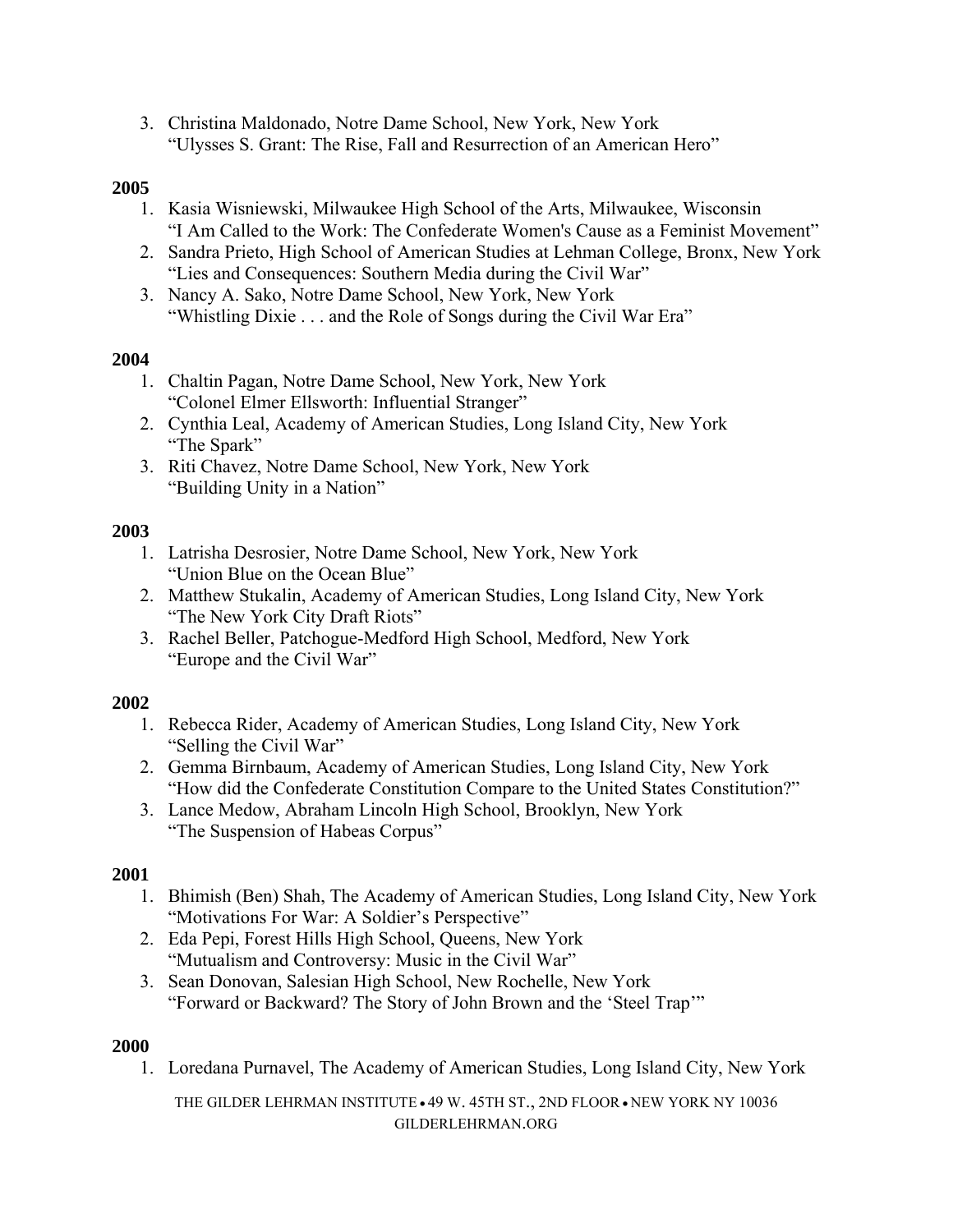3. Christina Maldonado, Notre Dame School, New York, New York
   "Ulysses S. Grant: The Rise, Fall and Resurrection of an American Hero"

**2005**

1. Kasia Wisniewski, Milwaukee High School of the Arts, Milwaukee, Wisconsin
   "I Am Called to the Work: The Confederate Women's Cause as a Feminist Movement"
2. Sandra Prieto, High School of American Studies at Lehman College, Bronx, New York
   "Lies and Consequences: Southern Media during the Civil War"
3. Nancy A. Sako, Notre Dame School, New York, New York
   "Whistling Dixie . . . and the Role of Songs during the Civil War Era"

**2004**

1. Chaltin Pagan, Notre Dame School, New York, New York
   "Colonel Elmer Ellsworth: Influential Stranger"
2. Cynthia Leal, Academy of American Studies, Long Island City, New York
   "The Spark"
3. Riti Chavez, Notre Dame School, New York, New York
   "Building Unity in a Nation"

**2003**

1. Latrisha Desrosier, Notre Dame School, New York, New York
   "Union Blue on the Ocean Blue"
2. Matthew Stukalin, Academy of American Studies, Long Island City, New York
   "The New York City Draft Riots"
3. Rachel Beller, Patchogue-Medford High School, Medford, New York
   "Europe and the Civil War"

**2002**

1. Rebecca Rider, Academy of American Studies, Long Island City, New York
   "Selling the Civil War"
2. Gemma Birnbaum, Academy of American Studies, Long Island City, New York
   "How did the Confederate Constitution Compare to the United States Constitution?"
3. Lance Medow, Abraham Lincoln High School, Brooklyn, New York
   "The Suspension of Habeas Corpus"

**2001**

1. Bhimish (Ben) Shah, The Academy of American Studies, Long Island City, New York
   "Motivations For War: A Soldier's Perspective"
2. Eda Pepi, Forest Hills High School, Queens, New York
   "Mutualism and Controversy: Music in the Civil War"
3. Sean Donovan, Salesian High School, New Rochelle, New York
   "Forward or Backward? The Story of John Brown and the 'Steel Trap'"

**2000**

1. Loredana Purnavel, The Academy of American Studies, Long Island City, New York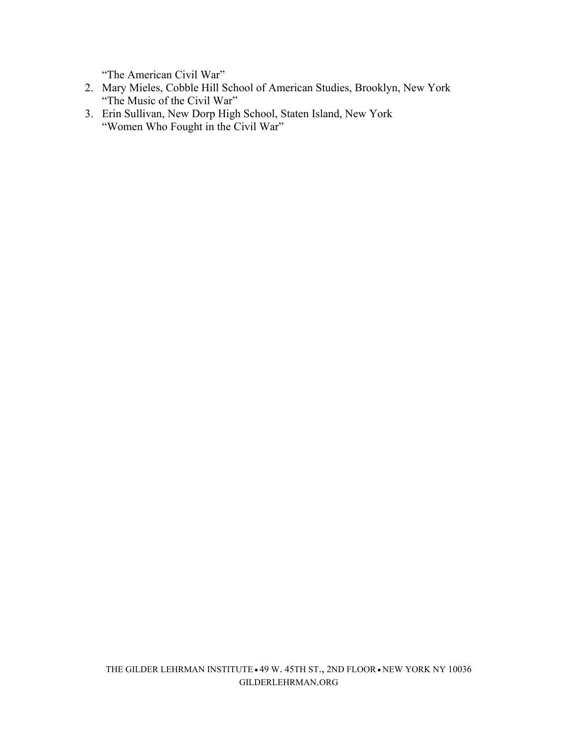"The American Civil War"

2. Mary Mieles, Cobble Hill School of American Studies, Brooklyn, New York
   "The Music of the Civil War"
3. Erin Sullivan, New Dorp High School, Staten Island, New York
   "Women Who Fought in the Civil War"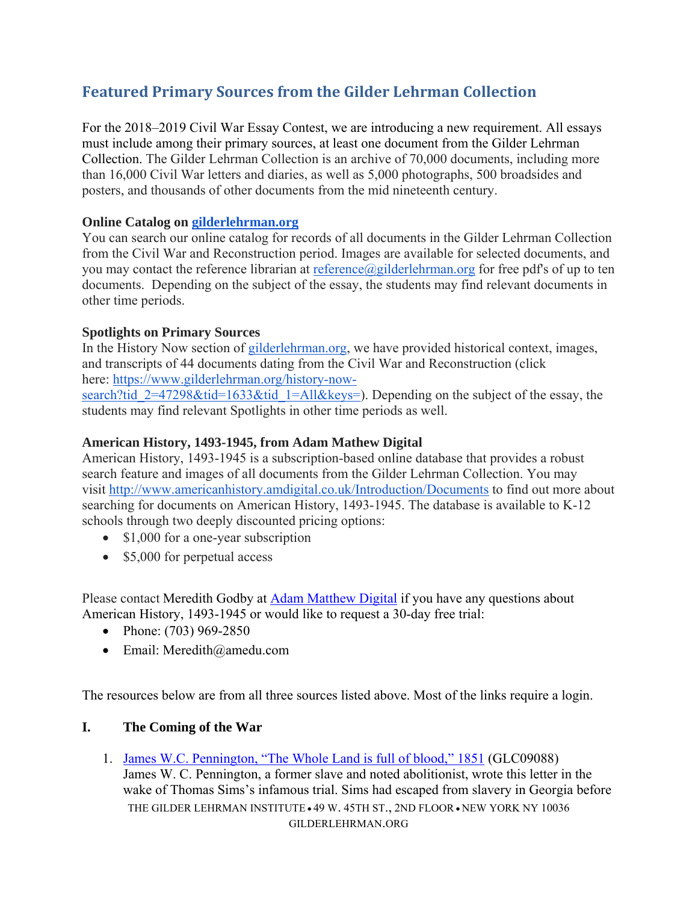## Featured Primary Sources from the Gilder Lehrman Collection

For the 2018–2019 Civil War Essay Contest, we are introducing a new requirement. All essays must include among their primary sources, at least one document from the Gilder Lehrman Collection. The Gilder Lehrman Collection is an archive of 70,000 documents, including more than 16,000 Civil War letters and diaries, as well as 5,000 photographs, 500 broadsides and posters, and thousands of other documents from the mid nineteenth century.

**Online Catalog on [gilderlehrman.org](https://www.gilderlehrman.org)**
You can search our online catalog for records of all documents in the Gilder Lehrman Collection from the Civil War and Reconstruction period. Images are available for selected documents, and you may contact the reference librarian at [reference@gilderlehrman.org](mailto:reference@gilderlehrman.org) for free pdf's of up to ten documents. Depending on the subject of the essay, the students may find relevant documents in other time periods.

**Spotlights on Primary Sources**
In the History Now section of [gilderlehrman.org](https://www.gilderlehrman.org), we have provided historical context, images, and transcripts of 44 documents dating from the Civil War and Reconstruction (click here: [https://www.gilderlehrman.org/history-now-search?tid_2=47298&tid=1633&tid_1=All&keys=](https://www.gilderlehrman.org/history-now-search?tid_2=47298&tid=1633&tid_1=All&keys=)). Depending on the subject of the essay, the students may find relevant Spotlights in other time periods as well.

**American History, 1493-1945, from Adam Mathew Digital**
American History, 1493-1945 is a subscription-based online database that provides a robust search feature and images of all documents from the Gilder Lehrman Collection. You may visit [http://www.americanhistory.amdigital.co.uk/Introduction/Documents](http://www.americanhistory.amdigital.co.uk/Introduction/Documents) to find out more about searching for documents on American History, 1493-1945. The database is available to K-12 schools through two deeply discounted pricing options:

- $1,000 for a one-year subscription
- $5,000 for perpetual access

Please contact Meredith Godby at Adam Matthew Digital if you have any questions about American History, 1493-1945 or would like to request a 30-day free trial:

- Phone: (703) 969-2850
- Email: Meredith@amedu.com

The resources below are from all three sources listed above. Most of the links require a login.

### I. The Coming of the War

1. James W.C. Pennington, "The Whole Land is full of blood," 1851 (GLC09088)
   James W. C. Pennington, a former slave and noted abolitionist, wrote this letter in the wake of Thomas Sims's infamous trial. Sims had escaped from slavery in Georgia before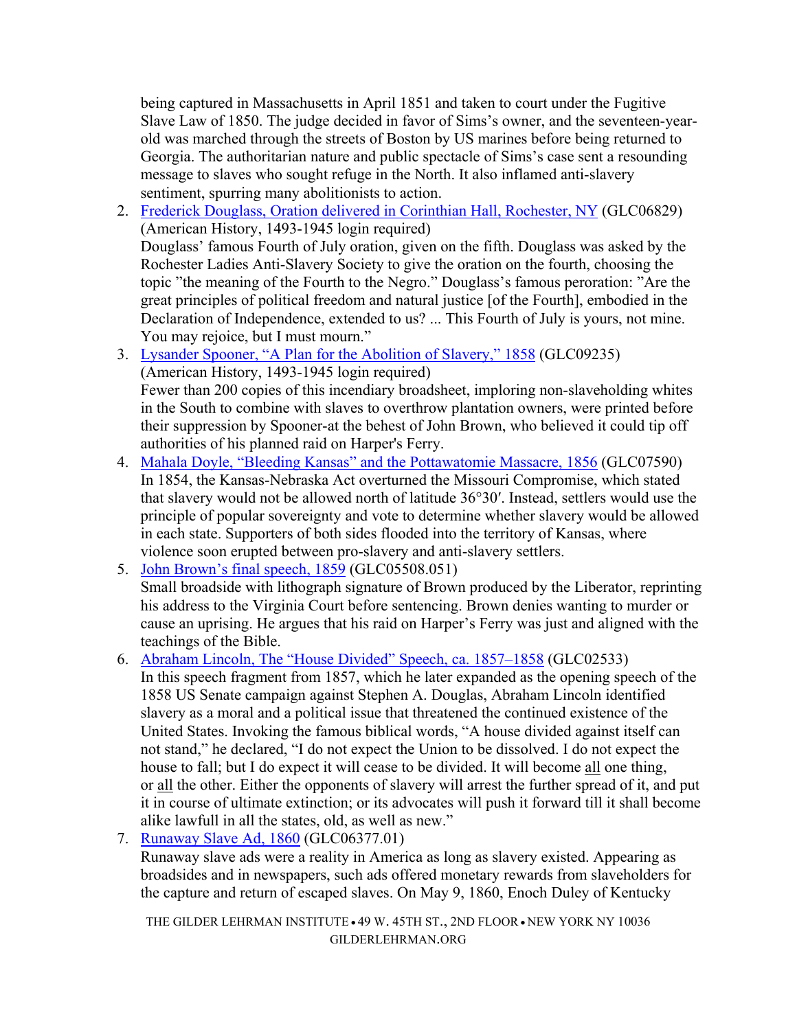being captured in Massachusetts in April 1851 and taken to court under the Fugitive Slave Law of 1850. The judge decided in favor of Sims's owner, and the seventeen-year-old was marched through the streets of Boston by US marines before being returned to Georgia. The authoritarian nature and public spectacle of Sims's case sent a resounding message to slaves who sought refuge in the North. It also inflamed anti-slavery sentiment, spurring many abolitionists to action.

2. Frederick Douglass, Oration delivered in Corinthian Hall, Rochester, NY (GLC06829) (American History, 1493-1945 login required)
   Douglass' famous Fourth of July oration, given on the fifth. Douglass was asked by the Rochester Ladies Anti-Slavery Society to give the oration on the fourth, choosing the topic "the meaning of the Fourth to the Negro." Douglass's famous peroration: "Are the great principles of political freedom and natural justice [of the Fourth], embodied in the Declaration of Independence, extended to us? ... This Fourth of July is yours, not mine. You may rejoice, but I must mourn."
3. Lysander Spooner, "A Plan for the Abolition of Slavery," 1858 (GLC09235) (American History, 1493-1945 login required)
   Fewer than 200 copies of this incendiary broadsheet, imploring non-slaveholding whites in the South to combine with slaves to overthrow plantation owners, were printed before their suppression by Spooner-at the behest of John Brown, who believed it could tip off authorities of his planned raid on Harper's Ferry.
4. Mahala Doyle, "Bleeding Kansas" and the Pottawatomie Massacre, 1856 (GLC07590)
   In 1854, the Kansas-Nebraska Act overturned the Missouri Compromise, which stated that slavery would not be allowed north of latitude 36°30′. Instead, settlers would use the principle of popular sovereignty and vote to determine whether slavery would be allowed in each state. Supporters of both sides flooded into the territory of Kansas, where violence soon erupted between pro-slavery and anti-slavery settlers.
5. John Brown's final speech, 1859 (GLC05508.051)
   Small broadside with lithograph signature of Brown produced by the Liberator, reprinting his address to the Virginia Court before sentencing. Brown denies wanting to murder or cause an uprising. He argues that his raid on Harper's Ferry was just and aligned with the teachings of the Bible.
6. Abraham Lincoln, The "House Divided" Speech, ca. 1857–1858 (GLC02533)
   In this speech fragment from 1857, which he later expanded as the opening speech of the 1858 US Senate campaign against Stephen A. Douglas, Abraham Lincoln identified slavery as a moral and a political issue that threatened the continued existence of the United States. Invoking the famous biblical words, "A house divided against itself can not stand," he declared, "I do not expect the Union to be dissolved. I do not expect the house to fall; but I do expect it will cease to be divided. It will become all one thing, or all the other. Either the opponents of slavery will arrest the further spread of it, and put it in course of ultimate extinction; or its advocates will push it forward till it shall become alike lawfull in all the states, old, as well as new."
7. Runaway Slave Ad, 1860 (GLC06377.01)
   Runaway slave ads were a reality in America as long as slavery existed. Appearing as broadsides and in newspapers, such ads offered monetary rewards from slaveholders for the capture and return of escaped slaves. On May 9, 1860, Enoch Duley of Kentucky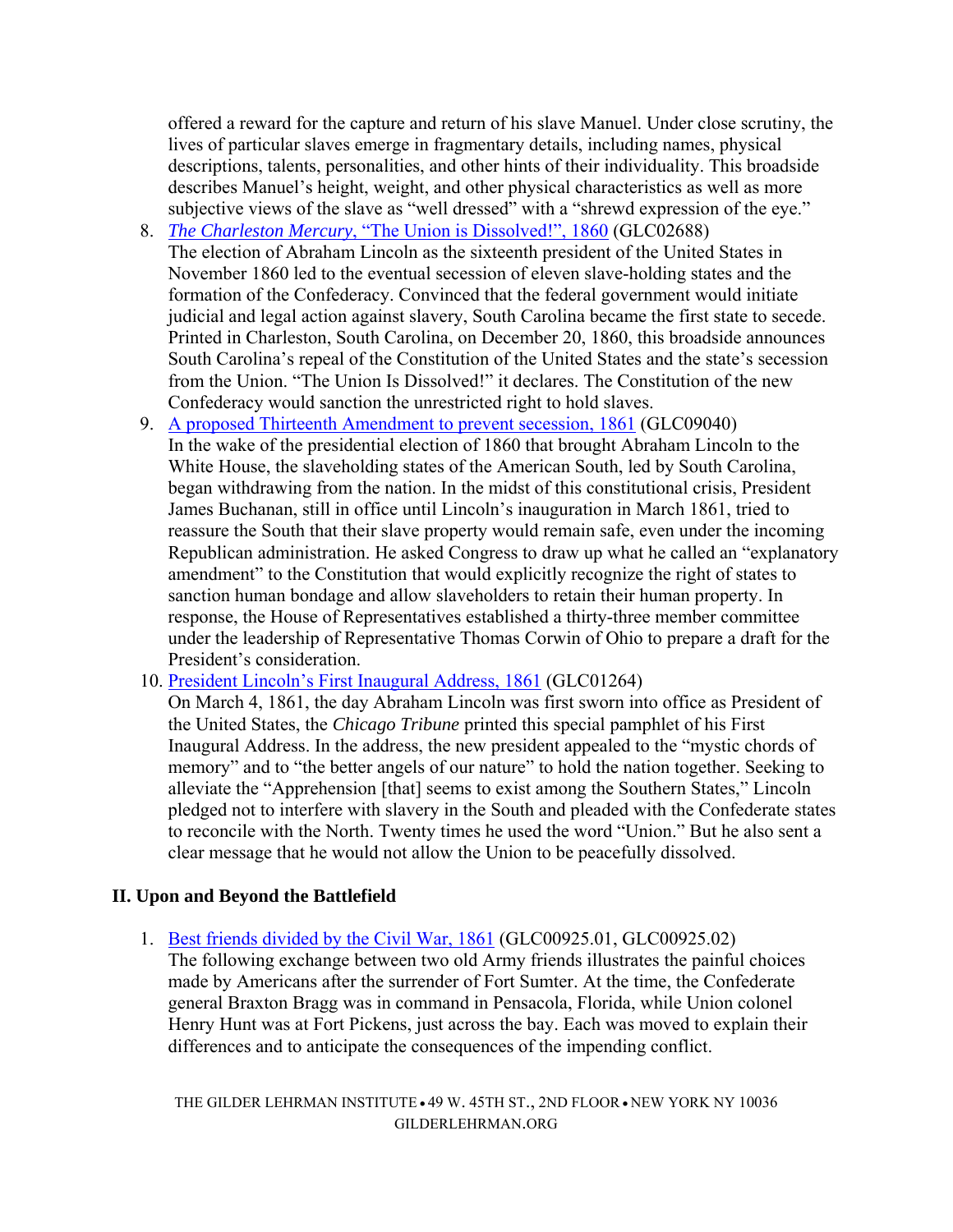offered a reward for the capture and return of his slave Manuel. Under close scrutiny, the lives of particular slaves emerge in fragmentary details, including names, physical descriptions, talents, personalities, and other hints of their individuality. This broadside describes Manuel's height, weight, and other physical characteristics as well as more subjective views of the slave as "well dressed" with a "shrewd expression of the eye."

8. *The Charleston Mercury*, "The Union is Dissolved!", 1860 (GLC02688)
   The election of Abraham Lincoln as the sixteenth president of the United States in November 1860 led to the eventual secession of eleven slave-holding states and the formation of the Confederacy. Convinced that the federal government would initiate judicial and legal action against slavery, South Carolina became the first state to secede. Printed in Charleston, South Carolina, on December 20, 1860, this broadside announces South Carolina's repeal of the Constitution of the United States and the state's secession from the Union. "The Union Is Dissolved!" it declares. The Constitution of the new Confederacy would sanction the unrestricted right to hold slaves.
9. A proposed Thirteenth Amendment to prevent secession, 1861 (GLC09040)
   In the wake of the presidential election of 1860 that brought Abraham Lincoln to the White House, the slaveholding states of the American South, led by South Carolina, began withdrawing from the nation. In the midst of this constitutional crisis, President James Buchanan, still in office until Lincoln's inauguration in March 1861, tried to reassure the South that their slave property would remain safe, even under the incoming Republican administration. He asked Congress to draw up what he called an "explanatory amendment" to the Constitution that would explicitly recognize the right of states to sanction human bondage and allow slaveholders to retain their human property. In response, the House of Representatives established a thirty-three member committee under the leadership of Representative Thomas Corwin of Ohio to prepare a draft for the President's consideration.
10. President Lincoln's First Inaugural Address, 1861 (GLC01264)
    On March 4, 1861, the day Abraham Lincoln was first sworn into office as President of the United States, the *Chicago Tribune* printed this special pamphlet of his First Inaugural Address. In the address, the new president appealed to the "mystic chords of memory" and to "the better angels of our nature" to hold the nation together. Seeking to alleviate the "Apprehension [that] seems to exist among the Southern States," Lincoln pledged not to interfere with slavery in the South and pleaded with the Confederate states to reconcile with the North. Twenty times he used the word "Union." But he also sent a clear message that he would not allow the Union to be peacefully dissolved.

## II. Upon and Beyond the Battlefield

1. Best friends divided by the Civil War, 1861 (GLC00925.01, GLC00925.02)
   The following exchange between two old Army friends illustrates the painful choices made by Americans after the surrender of Fort Sumter. At the time, the Confederate general Braxton Bragg was in command in Pensacola, Florida, while Union colonel Henry Hunt was at Fort Pickens, just across the bay. Each was moved to explain their differences and to anticipate the consequences of the impending conflict.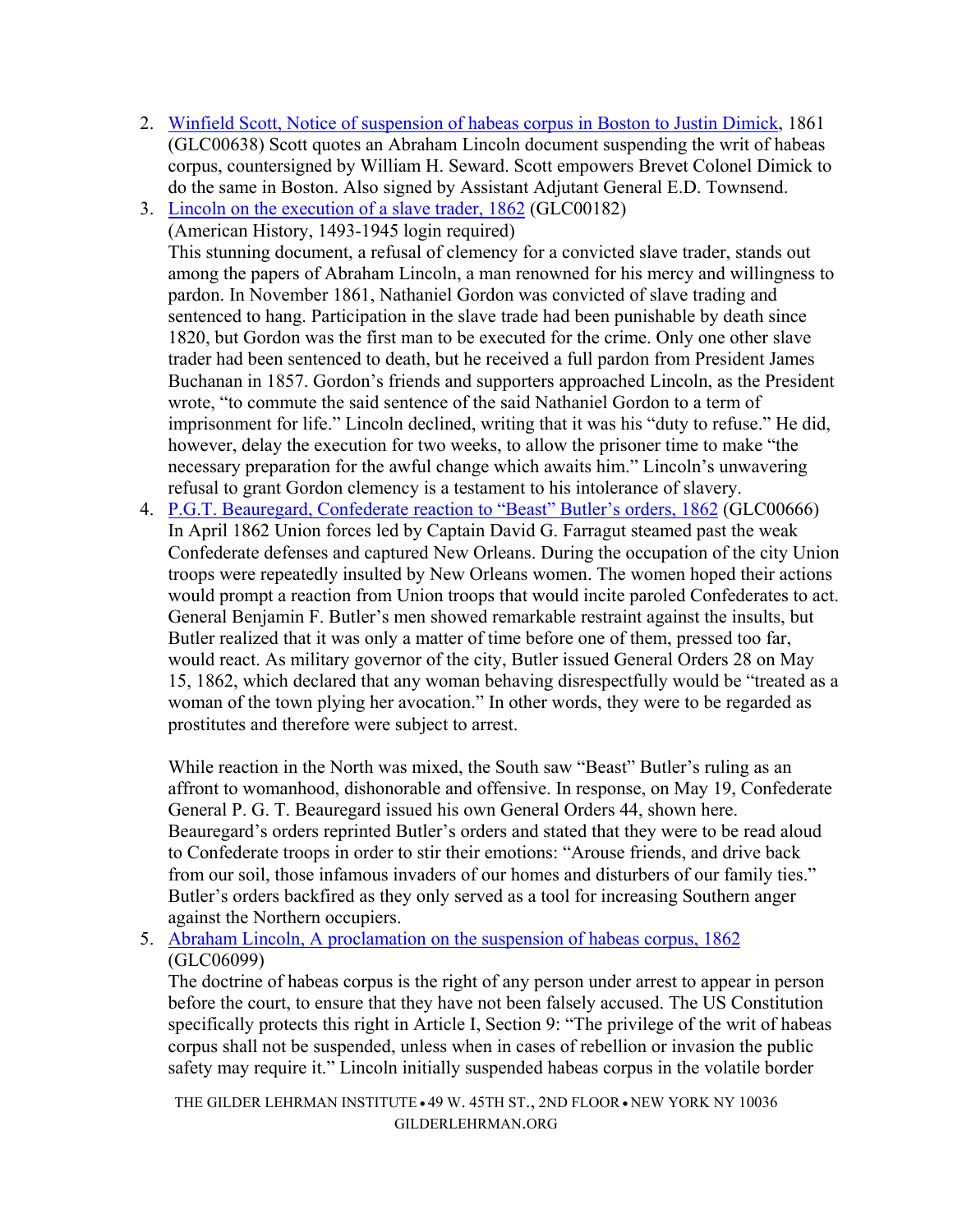2. [Winfield Scott, Notice of suspension of habeas corpus in Boston to Justin Dimick](), 1861 (GLC00638) Scott quotes an Abraham Lincoln document suspending the writ of habeas corpus, countersigned by William H. Seward. Scott empowers Brevet Colonel Dimick to do the same in Boston. Also signed by Assistant Adjutant General E.D. Townsend.
3. [Lincoln on the execution of a slave trader, 1862]() (GLC00182)
   (American History, 1493-1945 login required)
   This stunning document, a refusal of clemency for a convicted slave trader, stands out among the papers of Abraham Lincoln, a man renowned for his mercy and willingness to pardon. In November 1861, Nathaniel Gordon was convicted of slave trading and sentenced to hang. Participation in the slave trade had been punishable by death since 1820, but Gordon was the first man to be executed for the crime. Only one other slave trader had been sentenced to death, but he received a full pardon from President James Buchanan in 1857. Gordon's friends and supporters approached Lincoln, as the President wrote, "to commute the said sentence of the said Nathaniel Gordon to a term of imprisonment for life." Lincoln declined, writing that it was his "duty to refuse." He did, however, delay the execution for two weeks, to allow the prisoner time to make "the necessary preparation for the awful change which awaits him." Lincoln's unwavering refusal to grant Gordon clemency is a testament to his intolerance of slavery.
4. [P.G.T. Beauregard, Confederate reaction to "Beast" Butler's orders, 1862]() (GLC00666)
   In April 1862 Union forces led by Captain David G. Farragut steamed past the weak Confederate defenses and captured New Orleans. During the occupation of the city Union troops were repeatedly insulted by New Orleans women. The women hoped their actions would prompt a reaction from Union troops that would incite paroled Confederates to act. General Benjamin F. Butler's men showed remarkable restraint against the insults, but Butler realized that it was only a matter of time before one of them, pressed too far, would react. As military governor of the city, Butler issued General Orders 28 on May 15, 1862, which declared that any woman behaving disrespectfully would be "treated as a woman of the town plying her avocation." In other words, they were to be regarded as prostitutes and therefore were subject to arrest.

   While reaction in the North was mixed, the South saw "Beast" Butler's ruling as an affront to womanhood, dishonorable and offensive. In response, on May 19, Confederate General P. G. T. Beauregard issued his own General Orders 44, shown here. Beauregard's orders reprinted Butler's orders and stated that they were to be read aloud to Confederate troops in order to stir their emotions: "Arouse friends, and drive back from our soil, those infamous invaders of our homes and disturbers of our family ties." Butler's orders backfired as they only served as a tool for increasing Southern anger against the Northern occupiers.
5. [Abraham Lincoln, A proclamation on the suspension of habeas corpus, 1862]() (GLC06099)
   The doctrine of habeas corpus is the right of any person under arrest to appear in person before the court, to ensure that they have not been falsely accused. The US Constitution specifically protects this right in Article I, Section 9: "The privilege of the writ of habeas corpus shall not be suspended, unless when in cases of rebellion or invasion the public safety may require it." Lincoln initially suspended habeas corpus in the volatile border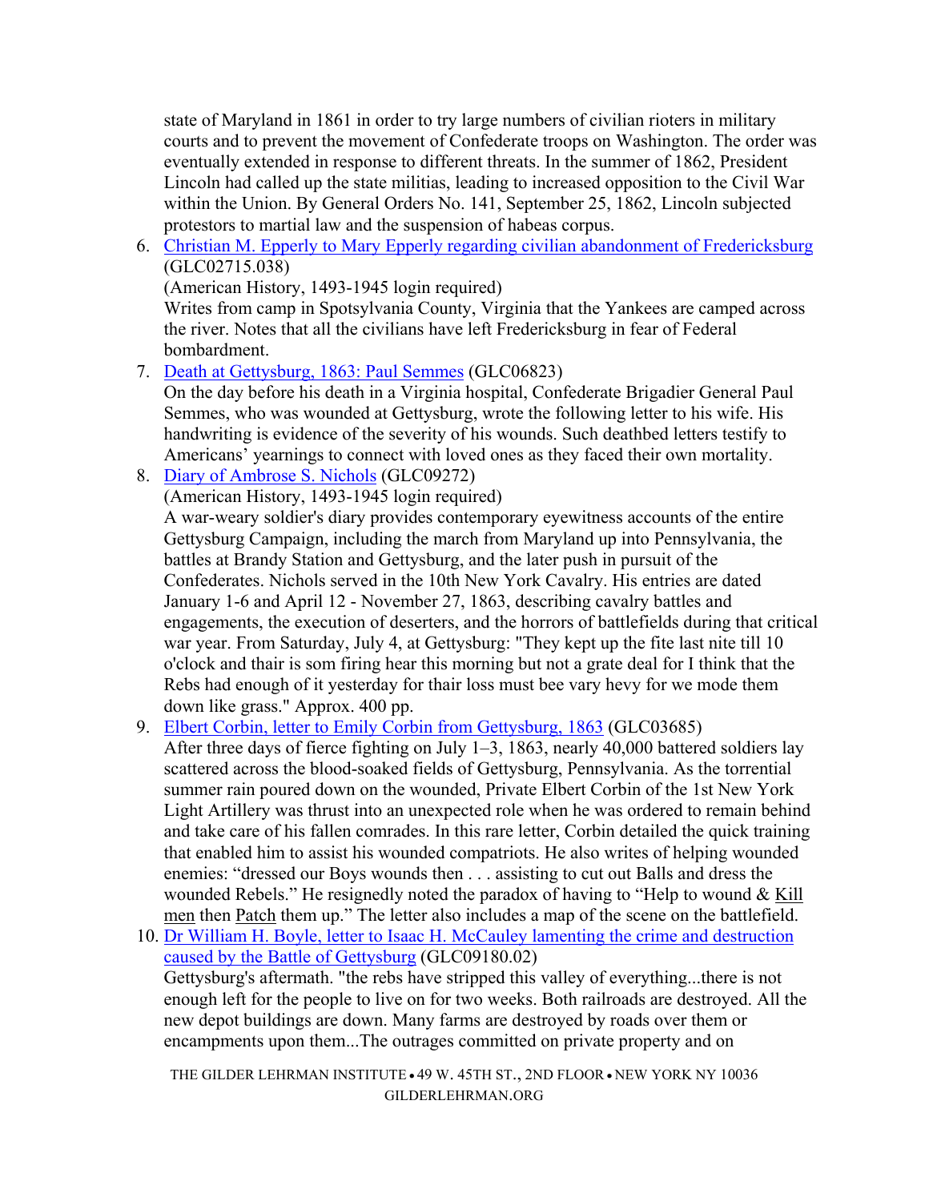state of Maryland in 1861 in order to try large numbers of civilian rioters in military courts and to prevent the movement of Confederate troops on Washington. The order was eventually extended in response to different threats. In the summer of 1862, President Lincoln had called up the state militias, leading to increased opposition to the Civil War within the Union. By General Orders No. 141, September 25, 1862, Lincoln subjected protestors to martial law and the suspension of habeas corpus.

6. [Christian M. Epperly to Mary Epperly regarding civilian abandonment of Fredericksburg]() (GLC02715.038)
   (American History, 1493-1945 login required)
   Writes from camp in Spotsylvania County, Virginia that the Yankees are camped across the river. Notes that all the civilians have left Fredericksburg in fear of Federal bombardment.
7. [Death at Gettysburg, 1863: Paul Semmes]() (GLC06823)
   On the day before his death in a Virginia hospital, Confederate Brigadier General Paul Semmes, who was wounded at Gettysburg, wrote the following letter to his wife. His handwriting is evidence of the severity of his wounds. Such deathbed letters testify to Americans' yearnings to connect with loved ones as they faced their own mortality.
8. [Diary of Ambrose S. Nichols]() (GLC09272)
   (American History, 1493-1945 login required)
   A war-weary soldier's diary provides contemporary eyewitness accounts of the entire Gettysburg Campaign, including the march from Maryland up into Pennsylvania, the battles at Brandy Station and Gettysburg, and the later push in pursuit of the Confederates. Nichols served in the 10th New York Cavalry. His entries are dated January 1-6 and April 12 - November 27, 1863, describing cavalry battles and engagements, the execution of deserters, and the horrors of battlefields during that critical war year. From Saturday, July 4, at Gettysburg: "They kept up the fite last nite till 10 o'clock and thair is som firing hear this morning but not a grate deal for I think that the Rebs had enough of it yesterday for thair loss must bee vary hevy for we mode them down like grass." Approx. 400 pp.
9. [Elbert Corbin, letter to Emily Corbin from Gettysburg, 1863]() (GLC03685)
   After three days of fierce fighting on July 1–3, 1863, nearly 40,000 battered soldiers lay scattered across the blood-soaked fields of Gettysburg, Pennsylvania. As the torrential summer rain poured down on the wounded, Private Elbert Corbin of the 1st New York Light Artillery was thrust into an unexpected role when he was ordered to remain behind and take care of his fallen comrades. In this rare letter, Corbin detailed the quick training that enabled him to assist his wounded compatriots. He also writes of helping wounded enemies: "dressed our Boys wounds then . . . assisting to cut out Balls and dress the wounded Rebels." He resignedly noted the paradox of having to "Help to wound & Kill men then Patch them up." The letter also includes a map of the scene on the battlefield.
10. [Dr William H. Boyle, letter to Isaac H. McCauley lamenting the crime and destruction caused by the Battle of Gettysburg]() (GLC09180.02)
    Gettysburg's aftermath. "the rebs have stripped this valley of everything...there is not enough left for the people to live on for two weeks. Both railroads are destroyed. All the new depot buildings are down. Many farms are destroyed by roads over them or encampments upon them...The outrages committed on private property and on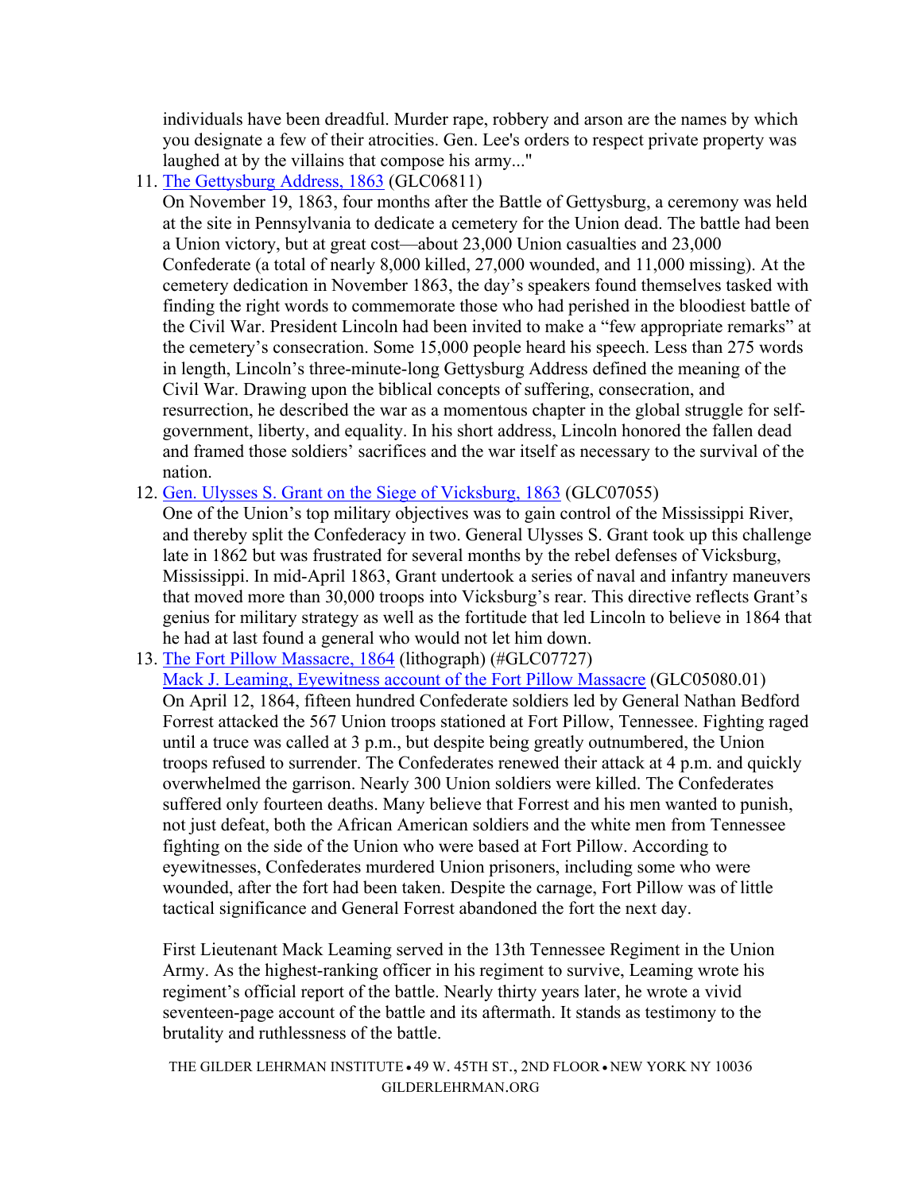individuals have been dreadful. Murder rape, robbery and arson are the names by which you designate a few of their atrocities. Gen. Lee's orders to respect private property was laughed at by the villains that compose his army..."

11. [The Gettysburg Address, 1863](#) (GLC06811)
   On November 19, 1863, four months after the Battle of Gettysburg, a ceremony was held at the site in Pennsylvania to dedicate a cemetery for the Union dead. The battle had been a Union victory, but at great cost—about 23,000 Union casualties and 23,000 Confederate (a total of nearly 8,000 killed, 27,000 wounded, and 11,000 missing). At the cemetery dedication in November 1863, the day's speakers found themselves tasked with finding the right words to commemorate those who had perished in the bloodiest battle of the Civil War. President Lincoln had been invited to make a "few appropriate remarks" at the cemetery's consecration. Some 15,000 people heard his speech. Less than 275 words in length, Lincoln's three-minute-long Gettysburg Address defined the meaning of the Civil War. Drawing upon the biblical concepts of suffering, consecration, and resurrection, he described the war as a momentous chapter in the global struggle for self-government, liberty, and equality. In his short address, Lincoln honored the fallen dead and framed those soldiers' sacrifices and the war itself as necessary to the survival of the nation.
12. [Gen. Ulysses S. Grant on the Siege of Vicksburg, 1863](#) (GLC07055)
   One of the Union's top military objectives was to gain control of the Mississippi River, and thereby split the Confederacy in two. General Ulysses S. Grant took up this challenge late in 1862 but was frustrated for several months by the rebel defenses of Vicksburg, Mississippi. In mid-April 1863, Grant undertook a series of naval and infantry maneuvers that moved more than 30,000 troops into Vicksburg's rear. This directive reflects Grant's genius for military strategy as well as the fortitude that led Lincoln to believe in 1864 that he had at last found a general who would not let him down.
13. [The Fort Pillow Massacre, 1864](#) (lithograph) (#GLC07727)
   [Mack J. Leaming, Eyewitness account of the Fort Pillow Massacre](#) (GLC05080.01)
   On April 12, 1864, fifteen hundred Confederate soldiers led by General Nathan Bedford Forrest attacked the 567 Union troops stationed at Fort Pillow, Tennessee. Fighting raged until a truce was called at 3 p.m., but despite being greatly outnumbered, the Union troops refused to surrender. The Confederates renewed their attack at 4 p.m. and quickly overwhelmed the garrison. Nearly 300 Union soldiers were killed. The Confederates suffered only fourteen deaths. Many believe that Forrest and his men wanted to punish, not just defeat, both the African American soldiers and the white men from Tennessee fighting on the side of the Union who were based at Fort Pillow. According to eyewitnesses, Confederates murdered Union prisoners, including some who were wounded, after the fort had been taken. Despite the carnage, Fort Pillow was of little tactical significance and General Forrest abandoned the fort the next day.

   First Lieutenant Mack Leaming served in the 13th Tennessee Regiment in the Union Army. As the highest-ranking officer in his regiment to survive, Leaming wrote his regiment's official report of the battle. Nearly thirty years later, he wrote a vivid seventeen-page account of the battle and its aftermath. It stands as testimony to the brutality and ruthlessness of the battle.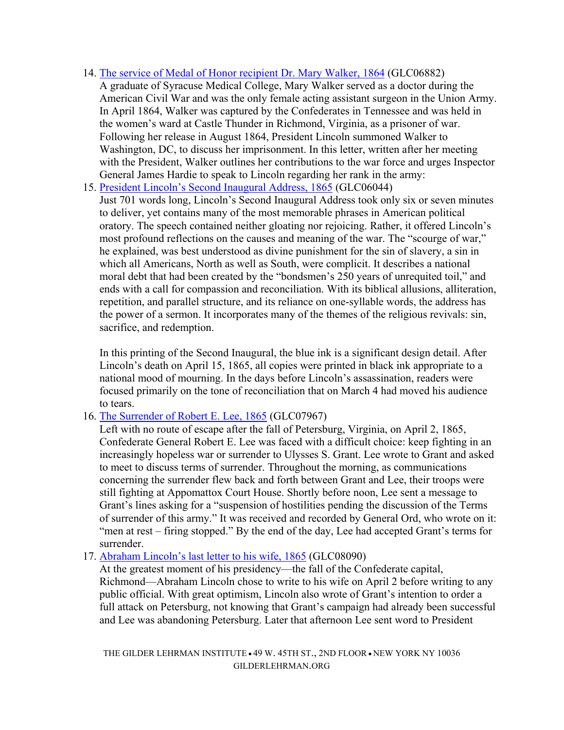14. The service of Medal of Honor recipient Dr. Mary Walker, 1864 (GLC06882)
    A graduate of Syracuse Medical College, Mary Walker served as a doctor during the American Civil War and was the only female acting assistant surgeon in the Union Army. In April 1864, Walker was captured by the Confederates in Tennessee and was held in the women's ward at Castle Thunder in Richmond, Virginia, as a prisoner of war. Following her release in August 1864, President Lincoln summoned Walker to Washington, DC, to discuss her imprisonment. In this letter, written after her meeting with the President, Walker outlines her contributions to the war force and urges Inspector General James Hardie to speak to Lincoln regarding her rank in the army:
15. President Lincoln's Second Inaugural Address, 1865 (GLC06044)
    Just 701 words long, Lincoln's Second Inaugural Address took only six or seven minutes to deliver, yet contains many of the most memorable phrases in American political oratory. The speech contained neither gloating nor rejoicing. Rather, it offered Lincoln's most profound reflections on the causes and meaning of the war. The "scourge of war," he explained, was best understood as divine punishment for the sin of slavery, a sin in which all Americans, North as well as South, were complicit. It describes a national moral debt that had been created by the "bondsmen's 250 years of unrequited toil," and ends with a call for compassion and reconciliation. With its biblical allusions, alliteration, repetition, and parallel structure, and its reliance on one-syllable words, the address has the power of a sermon. It incorporates many of the themes of the religious revivals: sin, sacrifice, and redemption.

    In this printing of the Second Inaugural, the blue ink is a significant design detail. After Lincoln's death on April 15, 1865, all copies were printed in black ink appropriate to a national mood of mourning. In the days before Lincoln's assassination, readers were focused primarily on the tone of reconciliation that on March 4 had moved his audience to tears.
16. The Surrender of Robert E. Lee, 1865 (GLC07967)
    Left with no route of escape after the fall of Petersburg, Virginia, on April 2, 1865, Confederate General Robert E. Lee was faced with a difficult choice: keep fighting in an increasingly hopeless war or surrender to Ulysses S. Grant. Lee wrote to Grant and asked to meet to discuss terms of surrender. Throughout the morning, as communications concerning the surrender flew back and forth between Grant and Lee, their troops were still fighting at Appomattox Court House. Shortly before noon, Lee sent a message to Grant's lines asking for a "suspension of hostilities pending the discussion of the Terms of surrender of this army." It was received and recorded by General Ord, who wrote on it: "men at rest – firing stopped." By the end of the day, Lee had accepted Grant's terms for surrender.
17. Abraham Lincoln's last letter to his wife, 1865 (GLC08090)
    At the greatest moment of his presidency—the fall of the Confederate capital, Richmond—Abraham Lincoln chose to write to his wife on April 2 before writing to any public official. With great optimism, Lincoln also wrote of Grant's intention to order a full attack on Petersburg, not knowing that Grant's campaign had already been successful and Lee was abandoning Petersburg. Later that afternoon Lee sent word to President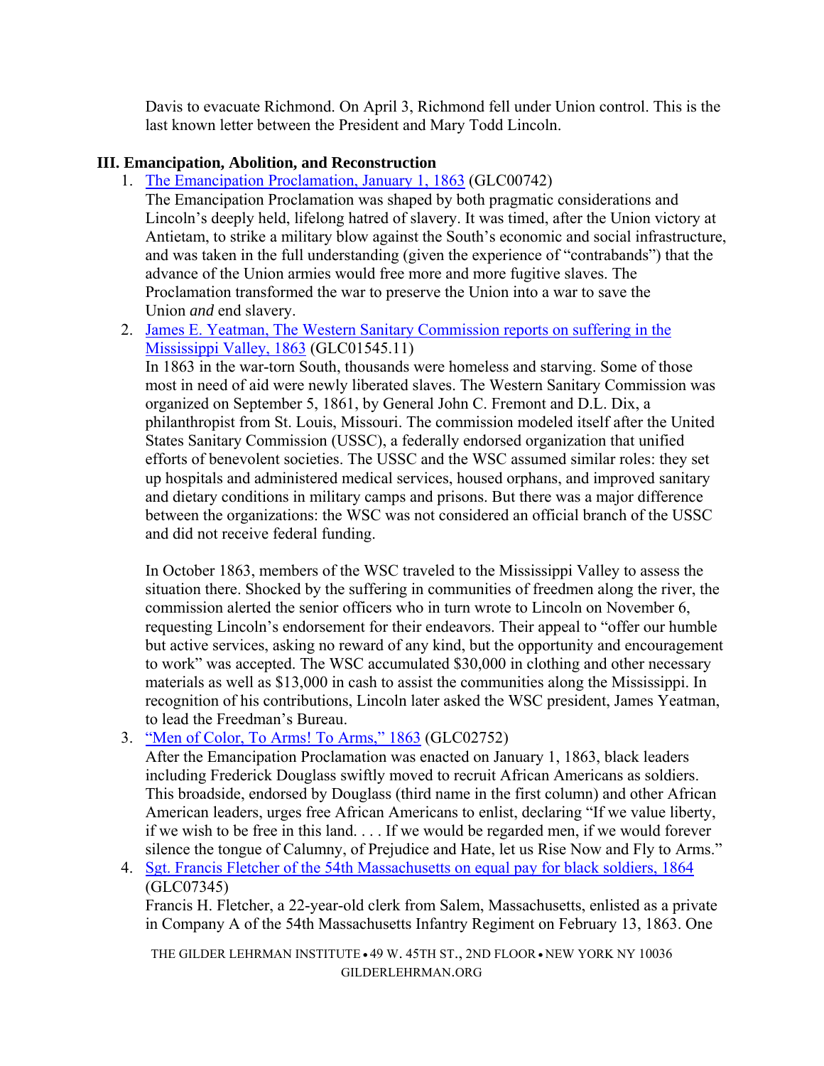Davis to evacuate Richmond. On April 3, Richmond fell under Union control. This is the last known letter between the President and Mary Todd Lincoln.

### III. Emancipation, Abolition, and Reconstruction

1. [The Emancipation Proclamation, January 1, 1863](#) (GLC00742)
   The Emancipation Proclamation was shaped by both pragmatic considerations and Lincoln's deeply held, lifelong hatred of slavery. It was timed, after the Union victory at Antietam, to strike a military blow against the South's economic and social infrastructure, and was taken in the full understanding (given the experience of "contrabands") that the advance of the Union armies would free more and more fugitive slaves. The Proclamation transformed the war to preserve the Union into a war to save the Union *and* end slavery.

2. [James E. Yeatman, The Western Sanitary Commission reports on suffering in the Mississippi Valley, 1863](#) (GLC01545.11)
   In 1863 in the war-torn South, thousands were homeless and starving. Some of those most in need of aid were newly liberated slaves. The Western Sanitary Commission was organized on September 5, 1861, by General John C. Fremont and D.L. Dix, a philanthropist from St. Louis, Missouri. The commission modeled itself after the United States Sanitary Commission (USSC), a federally endorsed organization that unified efforts of benevolent societies. The USSC and the WSC assumed similar roles: they set up hospitals and administered medical services, housed orphans, and improved sanitary and dietary conditions in military camps and prisons. But there was a major difference between the organizations: the WSC was not considered an official branch of the USSC and did not receive federal funding.

   In October 1863, members of the WSC traveled to the Mississippi Valley to assess the situation there. Shocked by the suffering in communities of freedmen along the river, the commission alerted the senior officers who in turn wrote to Lincoln on November 6, requesting Lincoln's endorsement for their endeavors. Their appeal to "offer our humble but active services, asking no reward of any kind, but the opportunity and encouragement to work" was accepted. The WSC accumulated $30,000 in clothing and other necessary materials as well as $13,000 in cash to assist the communities along the Mississippi. In recognition of his contributions, Lincoln later asked the WSC president, James Yeatman, to lead the Freedman's Bureau.

3. ["Men of Color, To Arms! To Arms," 1863](#) (GLC02752)
   After the Emancipation Proclamation was enacted on January 1, 1863, black leaders including Frederick Douglass swiftly moved to recruit African Americans as soldiers. This broadside, endorsed by Douglass (third name in the first column) and other African American leaders, urges free African Americans to enlist, declaring "If we value liberty, if we wish to be free in this land. . . . If we would be regarded men, if we would forever silence the tongue of Calumny, of Prejudice and Hate, let us Rise Now and Fly to Arms."

4. [Sgt. Francis Fletcher of the 54th Massachusetts on equal pay for black soldiers, 1864](#) (GLC07345)
   Francis H. Fletcher, a 22-year-old clerk from Salem, Massachusetts, enlisted as a private in Company A of the 54th Massachusetts Infantry Regiment on February 13, 1863. One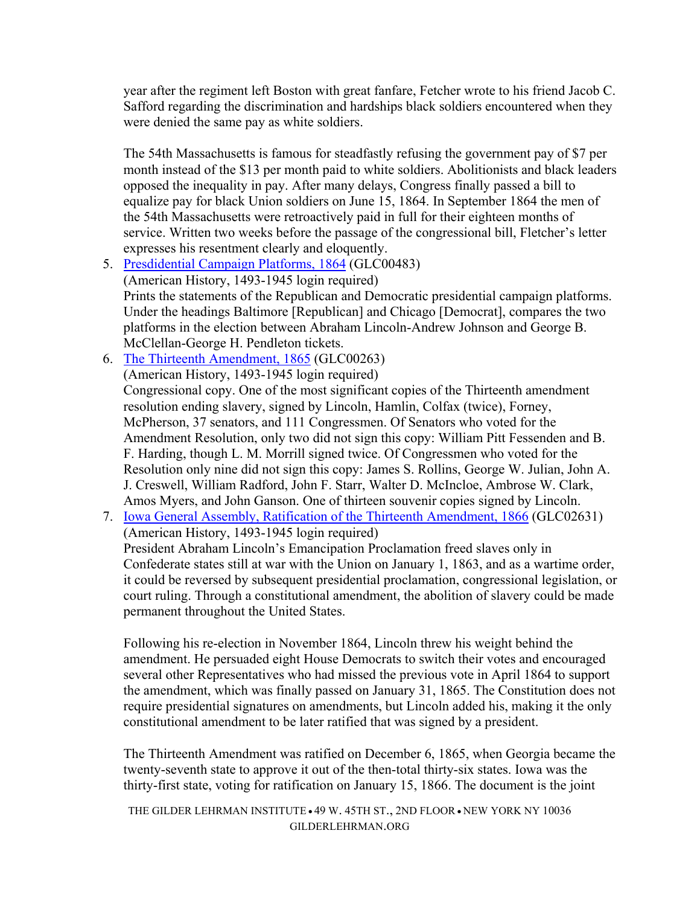year after the regiment left Boston with great fanfare, Fetcher wrote to his friend Jacob C. Safford regarding the discrimination and hardships black soldiers encountered when they were denied the same pay as white soldiers.

The 54th Massachusetts is famous for steadfastly refusing the government pay of $7 per month instead of the $13 per month paid to white soldiers. Abolitionists and black leaders opposed the inequality in pay. After many delays, Congress finally passed a bill to equalize pay for black Union soldiers on June 15, 1864. In September 1864 the men of the 54th Massachusetts were retroactively paid in full for their eighteen months of service. Written two weeks before the passage of the congressional bill, Fletcher's letter expresses his resentment clearly and eloquently.

5. Presdidential Campaign Platforms, 1864 (GLC00483)
   (American History, 1493-1945 login required)
   Prints the statements of the Republican and Democratic presidential campaign platforms. Under the headings Baltimore [Republican] and Chicago [Democrat], compares the two platforms in the election between Abraham Lincoln-Andrew Johnson and George B. McClellan-George H. Pendleton tickets.
6. The Thirteenth Amendment, 1865 (GLC00263)
   (American History, 1493-1945 login required)
   Congressional copy. One of the most significant copies of the Thirteenth amendment resolution ending slavery, signed by Lincoln, Hamlin, Colfax (twice), Forney, McPherson, 37 senators, and 111 Congressmen. Of Senators who voted for the Amendment Resolution, only two did not sign this copy: William Pitt Fessenden and B. F. Harding, though L. M. Morrill signed twice. Of Congressmen who voted for the Resolution only nine did not sign this copy: James S. Rollins, George W. Julian, John A. J. Creswell, William Radford, John F. Starr, Walter D. McIncloe, Ambrose W. Clark, Amos Myers, and John Ganson. One of thirteen souvenir copies signed by Lincoln.
7. Iowa General Assembly, Ratification of the Thirteenth Amendment, 1866 (GLC02631)
   (American History, 1493-1945 login required)
   President Abraham Lincoln's Emancipation Proclamation freed slaves only in Confederate states still at war with the Union on January 1, 1863, and as a wartime order, it could be reversed by subsequent presidential proclamation, congressional legislation, or court ruling. Through a constitutional amendment, the abolition of slavery could be made permanent throughout the United States.

   Following his re-election in November 1864, Lincoln threw his weight behind the amendment. He persuaded eight House Democrats to switch their votes and encouraged several other Representatives who had missed the previous vote in April 1864 to support the amendment, which was finally passed on January 31, 1865. The Constitution does not require presidential signatures on amendments, but Lincoln added his, making it the only constitutional amendment to be later ratified that was signed by a president.

   The Thirteenth Amendment was ratified on December 6, 1865, when Georgia became the twenty-seventh state to approve it out of the then-total thirty-six states. Iowa was the thirty-first state, voting for ratification on January 15, 1866. The document is the joint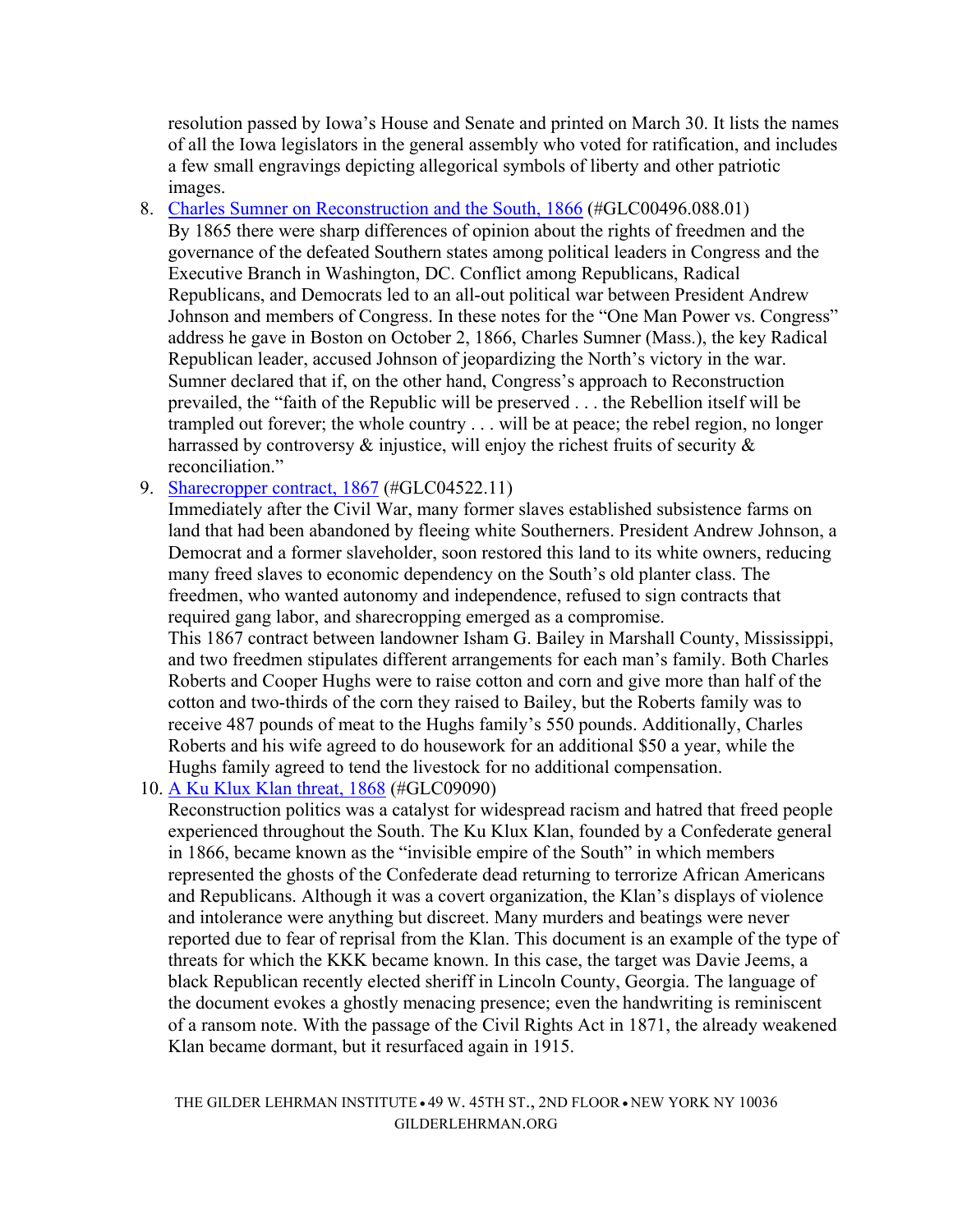resolution passed by Iowa's House and Senate and printed on March 30. It lists the names of all the Iowa legislators in the general assembly who voted for ratification, and includes a few small engravings depicting allegorical symbols of liberty and other patriotic images.

8. Charles Sumner on Reconstruction and the South, 1866 (#GLC00496.088.01)
   By 1865 there were sharp differences of opinion about the rights of freedmen and the governance of the defeated Southern states among political leaders in Congress and the Executive Branch in Washington, DC. Conflict among Republicans, Radical Republicans, and Democrats led to an all-out political war between President Andrew Johnson and members of Congress. In these notes for the "One Man Power vs. Congress" address he gave in Boston on October 2, 1866, Charles Sumner (Mass.), the key Radical Republican leader, accused Johnson of jeopardizing the North's victory in the war. Sumner declared that if, on the other hand, Congress's approach to Reconstruction prevailed, the "faith of the Republic will be preserved . . . the Rebellion itself will be trampled out forever; the whole country . . . will be at peace; the rebel region, no longer harrassed by controversy & injustice, will enjoy the richest fruits of security & reconciliation."

9. Sharecropper contract, 1867 (#GLC04522.11)
   Immediately after the Civil War, many former slaves established subsistence farms on land that had been abandoned by fleeing white Southerners. President Andrew Johnson, a Democrat and a former slaveholder, soon restored this land to its white owners, reducing many freed slaves to economic dependency on the South's old planter class. The freedmen, who wanted autonomy and independence, refused to sign contracts that required gang labor, and sharecropping emerged as a compromise.
   This 1867 contract between landowner Isham G. Bailey in Marshall County, Mississippi, and two freedmen stipulates different arrangements for each man's family. Both Charles Roberts and Cooper Hughs were to raise cotton and corn and give more than half of the cotton and two-thirds of the corn they raised to Bailey, but the Roberts family was to receive 487 pounds of meat to the Hughs family's 550 pounds. Additionally, Charles Roberts and his wife agreed to do housework for an additional $50 a year, while the Hughs family agreed to tend the livestock for no additional compensation.

10. A Ku Klux Klan threat, 1868 (#GLC09090)
    Reconstruction politics was a catalyst for widespread racism and hatred that freed people experienced throughout the South. The Ku Klux Klan, founded by a Confederate general in 1866, became known as the "invisible empire of the South" in which members represented the ghosts of the Confederate dead returning to terrorize African Americans and Republicans. Although it was a covert organization, the Klan's displays of violence and intolerance were anything but discreet. Many murders and beatings were never reported due to fear of reprisal from the Klan. This document is an example of the type of threats for which the KKK became known. In this case, the target was Davie Jeems, a black Republican recently elected sheriff in Lincoln County, Georgia. The language of the document evokes a ghostly menacing presence; even the handwriting is reminiscent of a ransom note. With the passage of the Civil Rights Act in 1871, the already weakened Klan became dormant, but it resurfaced again in 1915.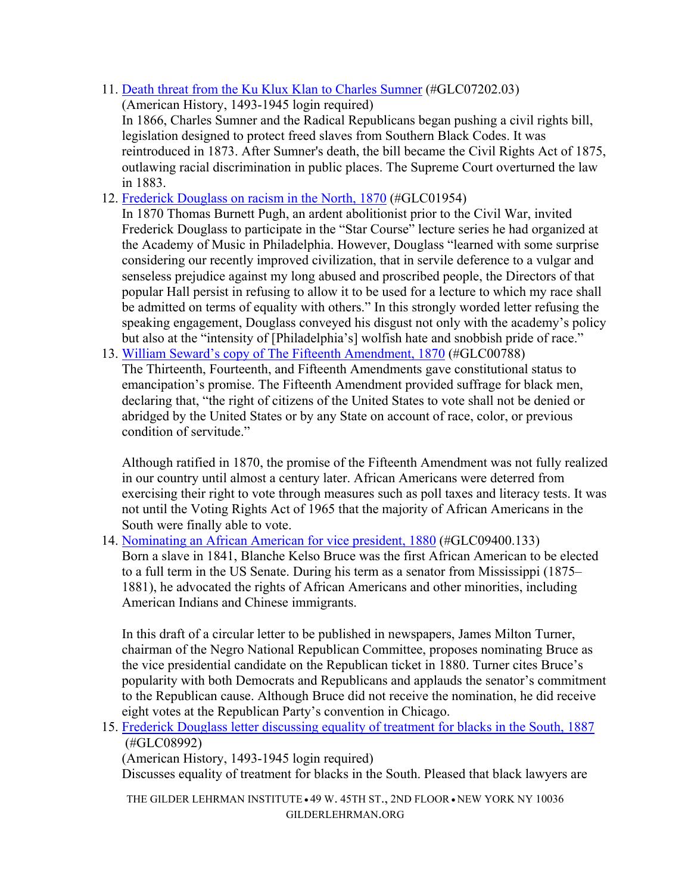11. [Death threat from the Ku Klux Klan to Charles Sumner](#) (#GLC07202.03)
    (American History, 1493-1945 login required)
    In 1866, Charles Sumner and the Radical Republicans began pushing a civil rights bill, legislation designed to protect freed slaves from Southern Black Codes. It was reintroduced in 1873. After Sumner's death, the bill became the Civil Rights Act of 1875, outlawing racial discrimination in public places. The Supreme Court overturned the law in 1883.
12. [Frederick Douglass on racism in the North, 1870](#) (#GLC01954)
    In 1870 Thomas Burnett Pugh, an ardent abolitionist prior to the Civil War, invited Frederick Douglass to participate in the "Star Course" lecture series he had organized at the Academy of Music in Philadelphia. However, Douglass "learned with some surprise considering our recently improved civilization, that in servile deference to a vulgar and senseless prejudice against my long abused and proscribed people, the Directors of that popular Hall persist in refusing to allow it to be used for a lecture to which my race shall be admitted on terms of equality with others." In this strongly worded letter refusing the speaking engagement, Douglass conveyed his disgust not only with the academy's policy but also at the "intensity of [Philadelphia's] wolfish hate and snobbish pride of race."
13. [William Seward's copy of The Fifteenth Amendment, 1870](#) (#GLC00788)
    The Thirteenth, Fourteenth, and Fifteenth Amendments gave constitutional status to emancipation's promise. The Fifteenth Amendment provided suffrage for black men, declaring that, "the right of citizens of the United States to vote shall not be denied or abridged by the United States or by any State on account of race, color, or previous condition of servitude."

    Although ratified in 1870, the promise of the Fifteenth Amendment was not fully realized in our country until almost a century later. African Americans were deterred from exercising their right to vote through measures such as poll taxes and literacy tests. It was not until the Voting Rights Act of 1965 that the majority of African Americans in the South were finally able to vote.
14. [Nominating an African American for vice president, 1880](#) (#GLC09400.133)
    Born a slave in 1841, Blanche Kelso Bruce was the first African American to be elected to a full term in the US Senate. During his term as a senator from Mississippi (1875–1881), he advocated the rights of African Americans and other minorities, including American Indians and Chinese immigrants.

    In this draft of a circular letter to be published in newspapers, James Milton Turner, chairman of the Negro National Republican Committee, proposes nominating Bruce as the vice presidential candidate on the Republican ticket in 1880. Turner cites Bruce's popularity with both Democrats and Republicans and applauds the senator's commitment to the Republican cause. Although Bruce did not receive the nomination, he did receive eight votes at the Republican Party's convention in Chicago.
15. [Frederick Douglass letter discussing equality of treatment for blacks in the South, 1887](#) (#GLC08992)
    (American History, 1493-1945 login required)
    Discusses equality of treatment for blacks in the South. Pleased that black lawyers are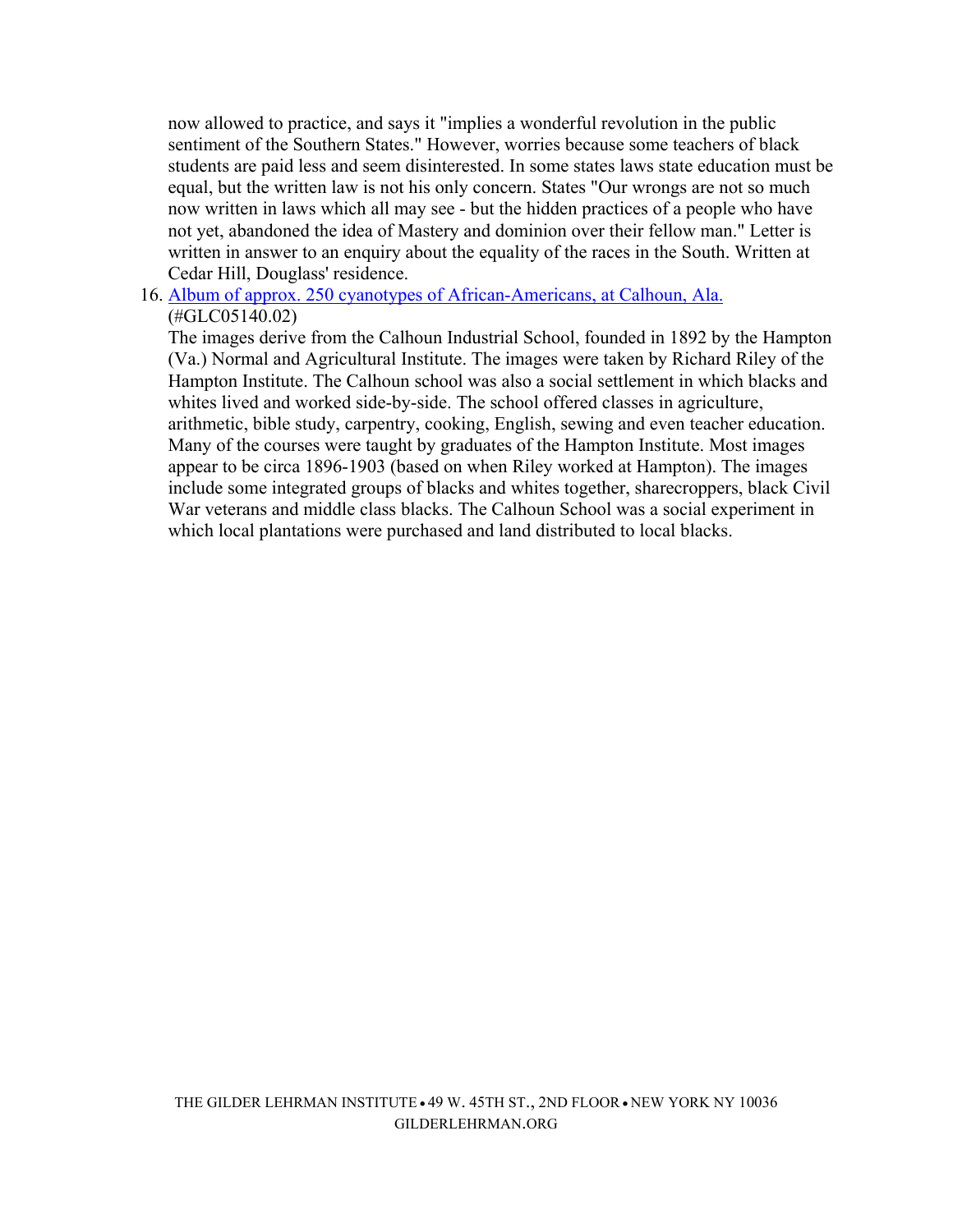now allowed to practice, and says it "implies a wonderful revolution in the public sentiment of the Southern States." However, worries because some teachers of black students are paid less and seem disinterested. In some states laws state education must be equal, but the written law is not his only concern. States "Our wrongs are not so much now written in laws which all may see - but the hidden practices of a people who have not yet, abandoned the idea of Mastery and dominion over their fellow man." Letter is written in answer to an enquiry about the equality of the races in the South. Written at Cedar Hill, Douglass' residence.

16. Album of approx. 250 cyanotypes of African-Americans, at Calhoun, Ala. (#GLC05140.02)
    The images derive from the Calhoun Industrial School, founded in 1892 by the Hampton (Va.) Normal and Agricultural Institute. The images were taken by Richard Riley of the Hampton Institute. The Calhoun school was also a social settlement in which blacks and whites lived and worked side-by-side. The school offered classes in agriculture, arithmetic, bible study, carpentry, cooking, English, sewing and even teacher education. Many of the courses were taught by graduates of the Hampton Institute. Most images appear to be circa 1896-1903 (based on when Riley worked at Hampton). The images include some integrated groups of blacks and whites together, sharecroppers, black Civil War veterans and middle class blacks. The Calhoun School was a social experiment in which local plantations were purchased and land distributed to local blacks.